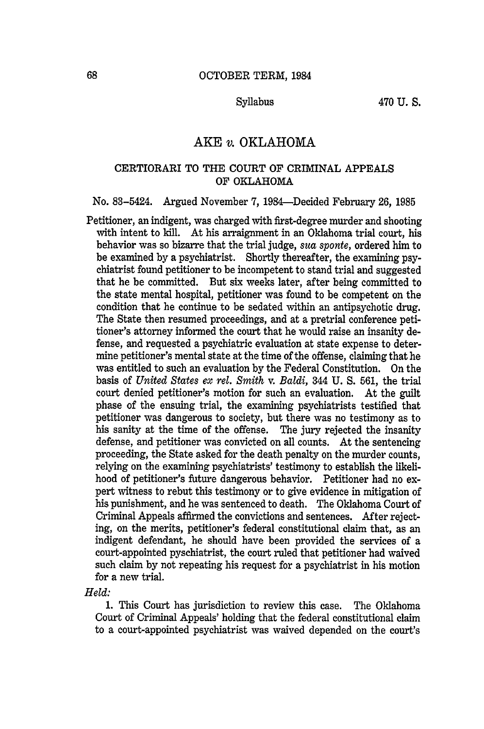Syllabus

# AKE *v.* OKLAHOMA

## CERTIORARI TO THE COURT OF CRIMINAL APPEALS OF OKLAHOMA

No. 83-5424. Argued November 7, 1984—Decided February 26, 1985

Petitioner, an indigent, was charged with first-degree murder and shooting with intent to kill. At his arraignment in an Oklahoma trial court, his behavior was so bizarre that the trial judge, *sua sponte*, ordered him to be examined by a psychiatrist. Shortly thereafter, the examining psychiatrist found petitioner to be incompetent to stand trial and suggested that he be committed. But six weeks later, after being committed to the state mental hospital, petitioner was found to be competent on the condition that he continue to be sedated within an antipsychotic drug. The State then resumed proceedings, and at a pretrial conference petitioner's attorney informed the court that he would raise an insanity defense, and requested a psychiatric evaluation at state expense to determine petitioner's mental state at the time of the offense, claiming that he was entitled to such an evaluation by the Federal Constitution. On the basis of *United States ex rel. Smith* v. *Baldi*, 344 U. S. 561, the trial court denied petitioner's motion for such an evaluation. At the guilt phase of the ensuing trial, the examining psychiatrists testified that petitioner was dangerous to society, but there was no testimony as to his sanity at the time of the offense. The jury rejected the insanity defense, and petitioner was convicted on all counts. At the sentencing proceeding, the State asked for the death penalty on the murder counts, relying on the examining psychiatrists' testimony to establish the likelihood of petitioner's future dangerous behavior. Petitioner had no expert witness to rebut this testimony or to give evidence in mitigation of his punishment, and he was sentenced to death. The Oklahoma Court of Criminal Appeals affirmed the convictions and sentences. After rejecting, on the merits, petitioner's federal constitutional claim that, as an indigent defendant, he should have been provided the services of a court-appointed pyschiatrist, the court ruled that petitioner had waived such claim by not repeating his request for a psychiatrist in his motion for a new trial.

*Held:*

1. This Court has jurisdiction to review this case. The Oklahoma Court of Criminal Appeals' holding that the federal constitutional claim to a court-appointed psychiatrist was waived depended on the court's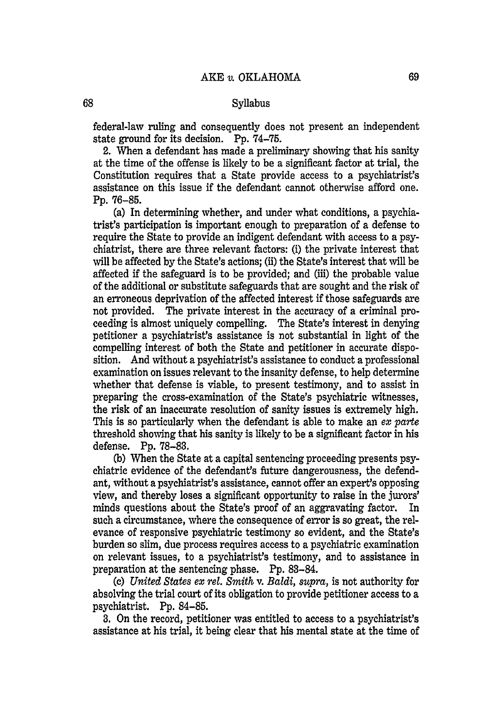federal-law ruling and consequently does not present an independent state ground for its decision. Pp. 74–75.

2. When a defendant has made a preliminary showing that his sanity at the time of the offense is likely to be a significant factor at trial, the Constitution requires that a State provide access to a psychiatrist's assistance on this issue if the defendant cannot otherwise afford one. Pp. 76–85.

(a) In determining whether, and under what conditions, a psychiatrist's participation is important enough to preparation of a defense to require the State to provide an indigent defendant with access to a psychiatrist, there are three relevant factors: (i) the private interest that will be affected by the State's actions; (ii) the State's interest that will be affected if the safeguard is to be provided; and (iii) the probable value of the additional or substitute safeguards that are sought and the risk of an erroneous deprivation of the affected interest if those safeguards are not provided. The private interest in the accuracy of a criminal proceeding is almost uniquely compelling. The State's interest in denying petitioner a psychiatrist's assistance is not substantial in light of the compelling interest of both the State and petitioner in accurate disposition. And without a psychiatrist's assistance to conduct a professional examination on issues relevant to the insanity defense, to help determine whether that defense is viable, to present testimony, and to assist in preparing the cross-examination of the State's psychiatric witnesses, the risk of an inaccurate resolution of sanity issues is extremely high. This is so particularly when the defendant is able to make an *ex parte* threshold showing that his sanity is likely to be a significant factor in his defense. Pp. 78–83.

(b) When the State at a capital sentencing proceeding presents psychiatric evidence of the defendant's future dangerousness, the defendant, without a psychiatrist's assistance, cannot offer an expert's opposing view, and thereby loses a significant opportunity to raise in the jurors' minds questions about the State's proof of an aggravating factor. In such a circumstance, where the consequence of error is so great, the relevance of responsive psychiatric testimony so evident, and the State's burden so slim, due process requires access to a psychiatric examination on relevant issues, to a psychiatrist's testimony, and to assistance in preparation at the sentencing phase. Pp. 83–84.

(c) *United States ex rel. Smith* v. *Baldi*, *supra*, is not authority for absolving the trial court of its obligation to provide petitioner access to a psychiatrist. Pp. 84–85.

3. On the record, petitioner was entitled to access to a psychiatrist's assistance at his trial, it being clear that his mental state at the time of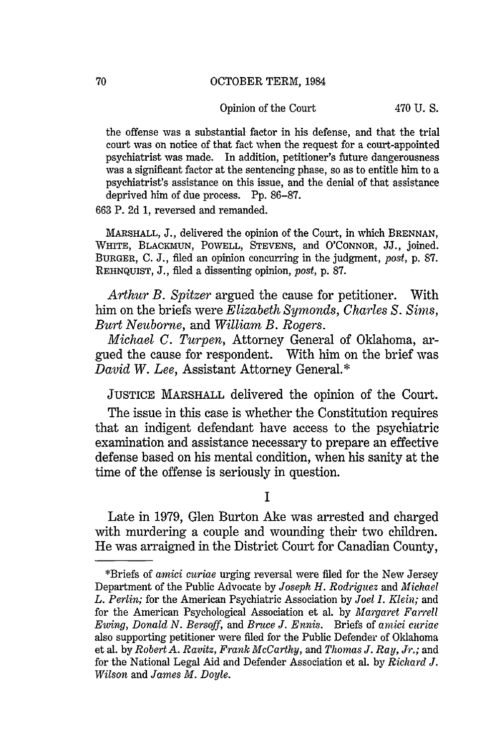the offense was a substantial factor in his defense, and that the trial court was on notice of that fact when the request for a court-appointed psychiatrist was made. In addition, petitioner's future dangerousness was a significant factor at the sentencing phase, so as to entitle him to a psychiatrist's assistance on this issue, and the denial of that assistance deprived him of due process. Pp. 86–87.

663 P. 2d 1, reversed and remanded.

MARSHALL, J., delivered the opinion of the Court, in which BRENNAN, WHITE, BLACKMUN, POWELL, STEVENS, and O'CONNOR, JJ., joined. BURGER, C. J., filed an opinion concurring in the judgment, *post*, p. 87. REHNQUIST, J., filed a dissenting opinion, *post*, p. 87.

*Arthur B. Spitzer* argued the cause for petitioner. With him on the briefs were *Elizabeth Symonds, Charles S. Sims, Burt Neuborne,* and *William B. Rogers.*

*Michael C. Turpen,* Attorney General of Oklahoma, argued the cause for respondent. With him on the brief was *David W. Lee,* Assistant Attorney General.*

JUSTICE MARSHALL delivered the opinion of the Court.

The issue in this case is whether the Constitution requires that an indigent defendant have access to the psychiatric examination and assistance necessary to prepare an effective defense based on his mental condition, when his sanity at the time of the offense is seriously in question.

## I

Late in 1979, Glen Burton Ake was arrested and charged with murdering a couple and wounding their two children. He was arraigned in the District Court for Canadian County,

---

*Briefs of *amici curiae* urging reversal were filed for the New Jersey Department of the Public Advocate by *Joseph H. Rodriguez* and *Michael L. Perlin;* for the American Psychiatric Association by *Joel I. Klein;* and for the American Psychological Association et al. by *Margaret Farrell Ewing, Donald N. Bersoff,* and *Bruce J. Ennis.* Briefs of *amici curiae* also supporting petitioner were filed for the Public Defender of Oklahoma et al. by *Robert A. Ravitz, Frank McCarthy,* and *Thomas J. Ray, Jr.;* and for the National Legal Aid and Defender Association et al. by *Richard J. Wilson* and *James M. Doyle.*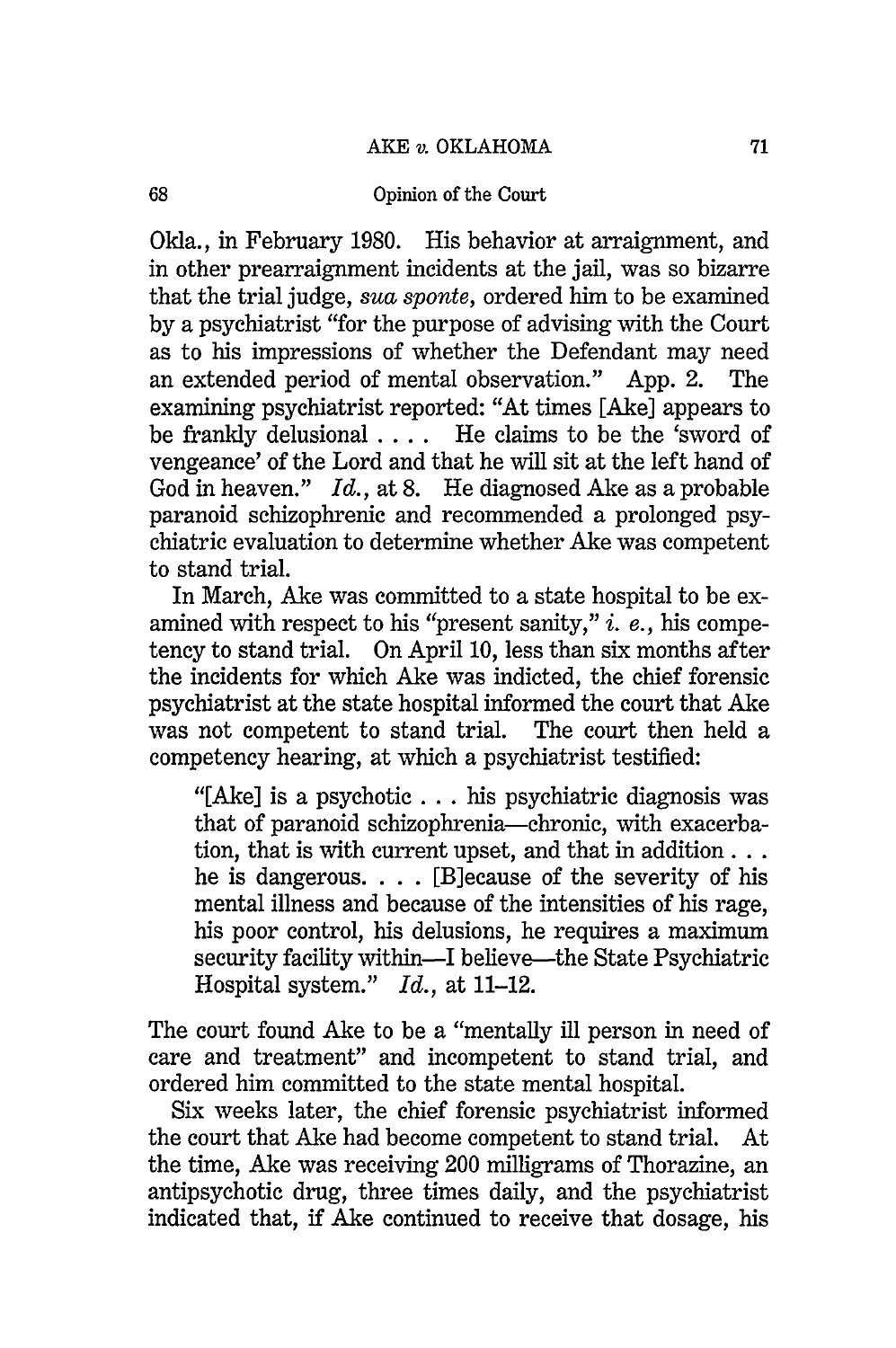Okla., in February 1980. His behavior at arraignment, and in other prearraignment incidents at the jail, was so bizarre that the trial judge, *sua sponte*, ordered him to be examined by a psychiatrist "for the purpose of advising with the Court as to his impressions of whether the Defendant may need an extended period of mental observation." App. 2. The examining psychiatrist reported: "At times [Ake] appears to be frankly delusional . . . . He claims to be the 'sword of vengeance' of the Lord and that he will sit at the left hand of God in heaven." *Id.*, at 8. He diagnosed Ake as a probable paranoid schizophrenic and recommended a prolonged psychiatric evaluation to determine whether Ake was competent to stand trial.

In March, Ake was committed to a state hospital to be examined with respect to his "present sanity," *i. e.*, his competency to stand trial. On April 10, less than six months after the incidents for which Ake was indicted, the chief forensic psychiatrist at the state hospital informed the court that Ake was not competent to stand trial. The court then held a competency hearing, at which a psychiatrist testified:

> "[Ake] is a psychotic . . . his psychiatric diagnosis was that of paranoid schizophrenia—chronic, with exacerbation, that is with current upset, and that in addition . . . he is dangerous. . . . [B]ecause of the severity of his mental illness and because of the intensities of his rage, his poor control, his delusions, he requires a maximum security facility within—I believe—the State Psychiatric Hospital system." *Id.*, at 11–12.

The court found Ake to be a "mentally ill person in need of care and treatment" and incompetent to stand trial, and ordered him committed to the state mental hospital.

Six weeks later, the chief forensic psychiatrist informed the court that Ake had become competent to stand trial. At the time, Ake was receiving 200 milligrams of Thorazine, an antipsychotic drug, three times daily, and the psychiatrist indicated that, if Ake continued to receive that dosage, his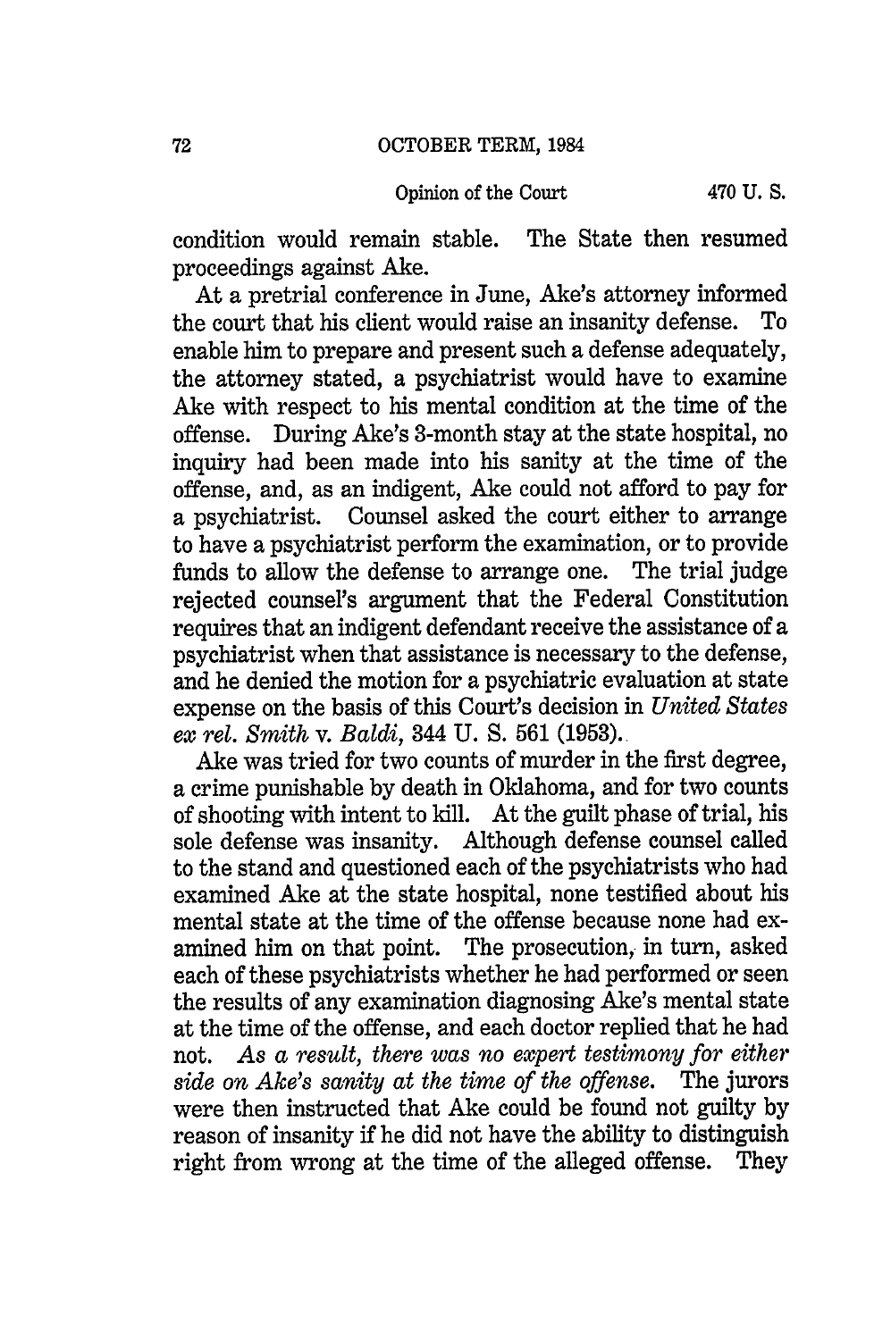condition would remain stable. The State then resumed proceedings against Ake.

At a pretrial conference in June, Ake's attorney informed the court that his client would raise an insanity defense. To enable him to prepare and present such a defense adequately, the attorney stated, a psychiatrist would have to examine Ake with respect to his mental condition at the time of the offense. During Ake's 3-month stay at the state hospital, no inquiry had been made into his sanity at the time of the offense, and, as an indigent, Ake could not afford to pay for a psychiatrist. Counsel asked the court either to arrange to have a psychiatrist perform the examination, or to provide funds to allow the defense to arrange one. The trial judge rejected counsel's argument that the Federal Constitution requires that an indigent defendant receive the assistance of a psychiatrist when that assistance is necessary to the defense, and he denied the motion for a psychiatric evaluation at state expense on the basis of this Court's decision in *United States ex rel. Smith* v. *Baldi*, 344 U. S. 561 (1953).

Ake was tried for two counts of murder in the first degree, a crime punishable by death in Oklahoma, and for two counts of shooting with intent to kill. At the guilt phase of trial, his sole defense was insanity. Although defense counsel called to the stand and questioned each of the psychiatrists who had examined Ake at the state hospital, none testified about his mental state at the time of the offense because none had examined him on that point. The prosecution, in turn, asked each of these psychiatrists whether he had performed or seen the results of any examination diagnosing Ake's mental state at the time of the offense, and each doctor replied that he had not. *As a result, there was no expert testimony for either side on Ake's sanity at the time of the offense.* The jurors were then instructed that Ake could be found not guilty by reason of insanity if he did not have the ability to distinguish right from wrong at the time of the alleged offense. They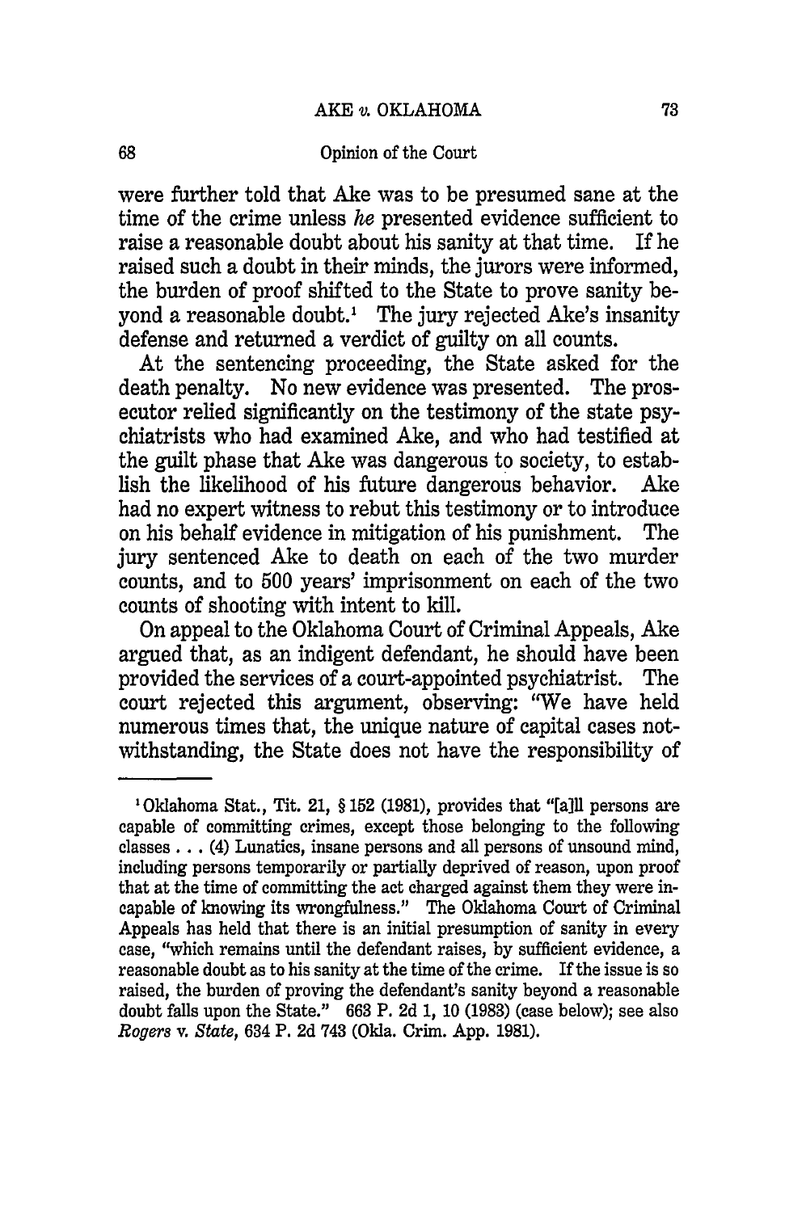were further told that Ake was to be presumed sane at the time of the crime unless *he* presented evidence sufficient to raise a reasonable doubt about his sanity at that time. If he raised such a doubt in their minds, the jurors were informed, the burden of proof shifted to the State to prove sanity beyond a reasonable doubt.[1] The jury rejected Ake's insanity defense and returned a verdict of guilty on all counts.

At the sentencing proceeding, the State asked for the death penalty. No new evidence was presented. The prosecutor relied significantly on the testimony of the state psychiatrists who had examined Ake, and who had testified at the guilt phase that Ake was dangerous to society, to establish the likelihood of his future dangerous behavior. Ake had no expert witness to rebut this testimony or to introduce on his behalf evidence in mitigation of his punishment. The jury sentenced Ake to death on each of the two murder counts, and to 500 years' imprisonment on each of the two counts of shooting with intent to kill.

On appeal to the Oklahoma Court of Criminal Appeals, Ake argued that, as an indigent defendant, he should have been provided the services of a court-appointed psychiatrist. The court rejected this argument, observing: "We have held numerous times that, the unique nature of capital cases notwithstanding, the State does not have the responsibility of

---

[1] Oklahoma Stat., Tit. 21, § 152 (1981), provides that "[a]ll persons are capable of committing crimes, except those belonging to the following classes . . . (4) Lunatics, insane persons and all persons of unsound mind, including persons temporarily or partially deprived of reason, upon proof that at the time of committing the act charged against them they were incapable of knowing its wrongfulness." The Oklahoma Court of Criminal Appeals has held that there is an initial presumption of sanity in every case, "which remains until the defendant raises, by sufficient evidence, a reasonable doubt as to his sanity at the time of the crime. If the issue is so raised, the burden of proving the defendant's sanity beyond a reasonable doubt falls upon the State." 663 P. 2d 1, 10 (1983) (case below); see also *Rogers* v. *State*, 634 P. 2d 743 (Okla. Crim. App. 1981).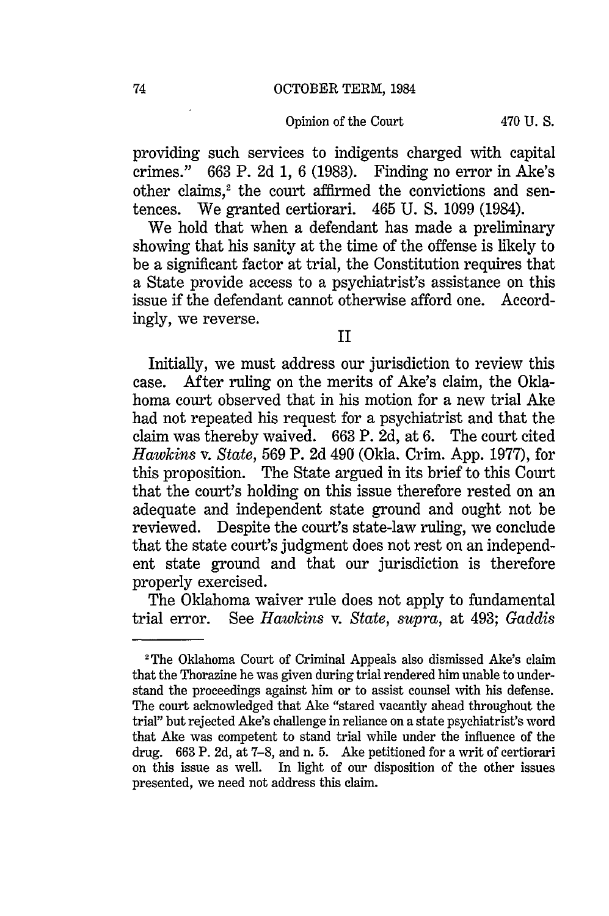providing such services to indigents charged with capital crimes." 663 P. 2d 1, 6 (1983). Finding no error in Ake's other claims,[2] the court affirmed the convictions and sentences. We granted certiorari. 465 U. S. 1099 (1984).

We hold that when a defendant has made a preliminary showing that his sanity at the time of the offense is likely to be a significant factor at trial, the Constitution requires that a State provide access to a psychiatrist's assistance on this issue if the defendant cannot otherwise afford one. Accordingly, we reverse.

## II

Initially, we must address our jurisdiction to review this case. After ruling on the merits of Ake's claim, the Oklahoma court observed that in his motion for a new trial Ake had not repeated his request for a psychiatrist and that the claim was thereby waived. 663 P. 2d, at 6. The court cited *Hawkins* v. *State*, 569 P. 2d 490 (Okla. Crim. App. 1977), for this proposition. The State argued in its brief to this Court that the court's holding on this issue therefore rested on an adequate and independent state ground and ought not be reviewed. Despite the court's state-law ruling, we conclude that the state court's judgment does not rest on an independent state ground and that our jurisdiction is therefore properly exercised.

The Oklahoma waiver rule does not apply to fundamental trial error. See *Hawkins* v. *State*, *supra*, at 493; *Gaddis*

---

[2] The Oklahoma Court of Criminal Appeals also dismissed Ake's claim that the Thorazine he was given during trial rendered him unable to understand the proceedings against him or to assist counsel with his defense. The court acknowledged that Ake "stared vacantly ahead throughout the trial" but rejected Ake's challenge in reliance on a state psychiatrist's word that Ake was competent to stand trial while under the influence of the drug. 663 P. 2d, at 7–8, and n. 5. Ake petitioned for a writ of certiorari on this issue as well. In light of our disposition of the other issues presented, we need not address this claim.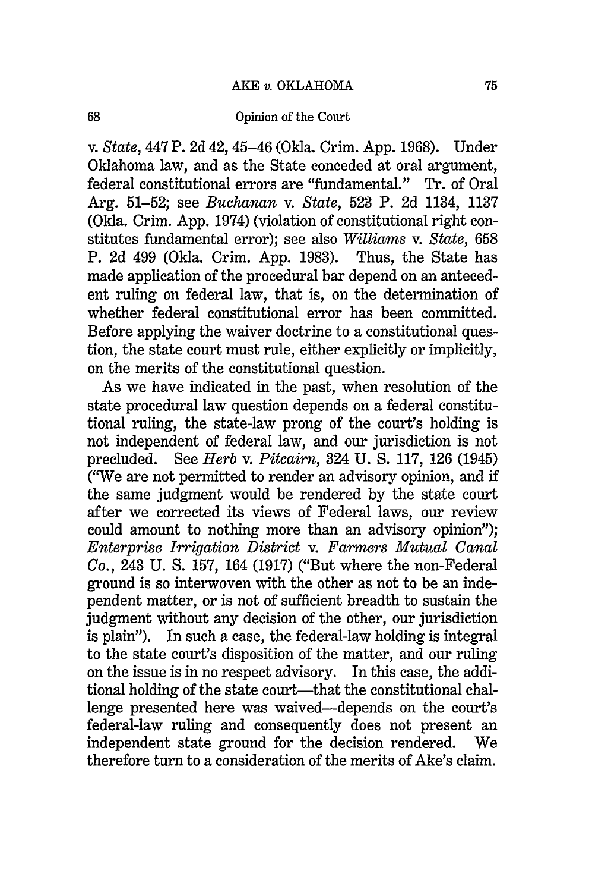v. *State*, 447 P. 2d 42, 45–46 (Okla. Crim. App. 1968). Under Oklahoma law, and as the State conceded at oral argument, federal constitutional errors are "fundamental." Tr. of Oral Arg. 51–52; see *Buchanan* v. *State*, 523 P. 2d 1134, 1137 (Okla. Crim. App. 1974) (violation of constitutional right constitutes fundamental error); see also *Williams* v. *State*, 658 P. 2d 499 (Okla. Crim. App. 1983). Thus, the State has made application of the procedural bar depend on an antecedent ruling on federal law, that is, on the determination of whether federal constitutional error has been committed. Before applying the waiver doctrine to a constitutional question, the state court must rule, either explicitly or implicitly, on the merits of the constitutional question.

As we have indicated in the past, when resolution of the state procedural law question depends on a federal constitutional ruling, the state-law prong of the court's holding is not independent of federal law, and our jurisdiction is not precluded. See *Herb* v. *Pitcairn*, 324 U. S. 117, 126 (1945) ("We are not permitted to render an advisory opinion, and if the same judgment would be rendered by the state court after we corrected its views of Federal laws, our review could amount to nothing more than an advisory opinion"); *Enterprise Irrigation District* v. *Farmers Mutual Canal Co.*, 243 U. S. 157, 164 (1917) ("But where the non-Federal ground is so interwoven with the other as not to be an independent matter, or is not of sufficient breadth to sustain the judgment without any decision of the other, our jurisdiction is plain"). In such a case, the federal-law holding is integral to the state court's disposition of the matter, and our ruling on the issue is in no respect advisory. In this case, the additional holding of the state court—that the constitutional challenge presented here was waived—depends on the court's federal-law ruling and consequently does not present an independent state ground for the decision rendered. We therefore turn to a consideration of the merits of Ake's claim.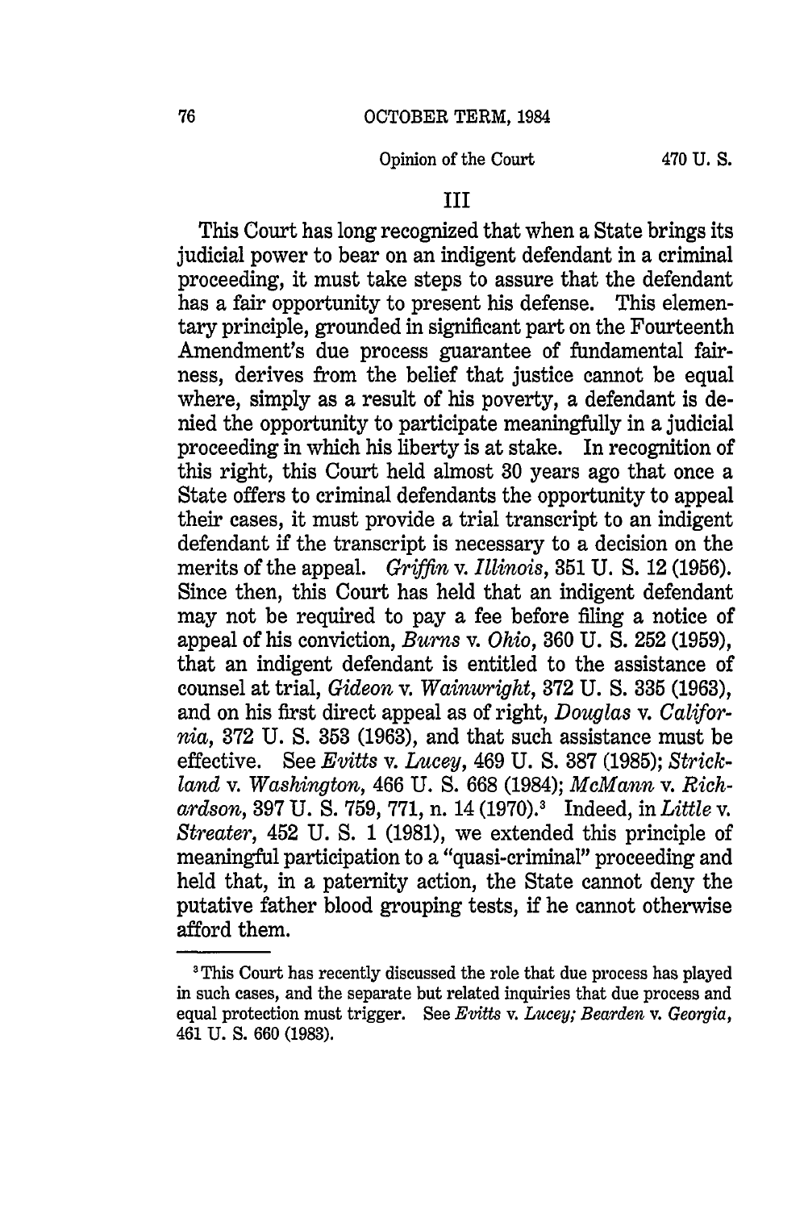## III

This Court has long recognized that when a State brings its judicial power to bear on an indigent defendant in a criminal proceeding, it must take steps to assure that the defendant has a fair opportunity to present his defense. This elementary principle, grounded in significant part on the Fourteenth Amendment's due process guarantee of fundamental fairness, derives from the belief that justice cannot be equal where, simply as a result of his poverty, a defendant is denied the opportunity to participate meaningfully in a judicial proceeding in which his liberty is at stake. In recognition of this right, this Court held almost 30 years ago that once a State offers to criminal defendants the opportunity to appeal their cases, it must provide a trial transcript to an indigent defendant if the transcript is necessary to a decision on the merits of the appeal. *Griffin* v. *Illinois*, 351 U. S. 12 (1956). Since then, this Court has held that an indigent defendant may not be required to pay a fee before filing a notice of appeal of his conviction, *Burns* v. *Ohio*, 360 U. S. 252 (1959), that an indigent defendant is entitled to the assistance of counsel at trial, *Gideon* v. *Wainwright*, 372 U. S. 335 (1963), and on his first direct appeal as of right, *Douglas* v. *California*, 372 U. S. 353 (1963), and that such assistance must be effective. See *Evitts* v. *Lucey*, 469 U. S. 387 (1985); *Strickland* v. *Washington*, 466 U. S. 668 (1984); *McMann* v. *Richardson*, 397 U. S. 759, 771, n. 14 (1970).[3] Indeed, in *Little* v. *Streater*, 452 U. S. 1 (1981), we extended this principle of meaningful participation to a "quasi-criminal" proceeding and held that, in a paternity action, the State cannot deny the putative father blood grouping tests, if he cannot otherwise afford them.

---

[3] This Court has recently discussed the role that due process has played in such cases, and the separate but related inquiries that due process and equal protection must trigger. See *Evitts* v. *Lucey*; *Bearden* v. *Georgia*, 461 U. S. 660 (1983).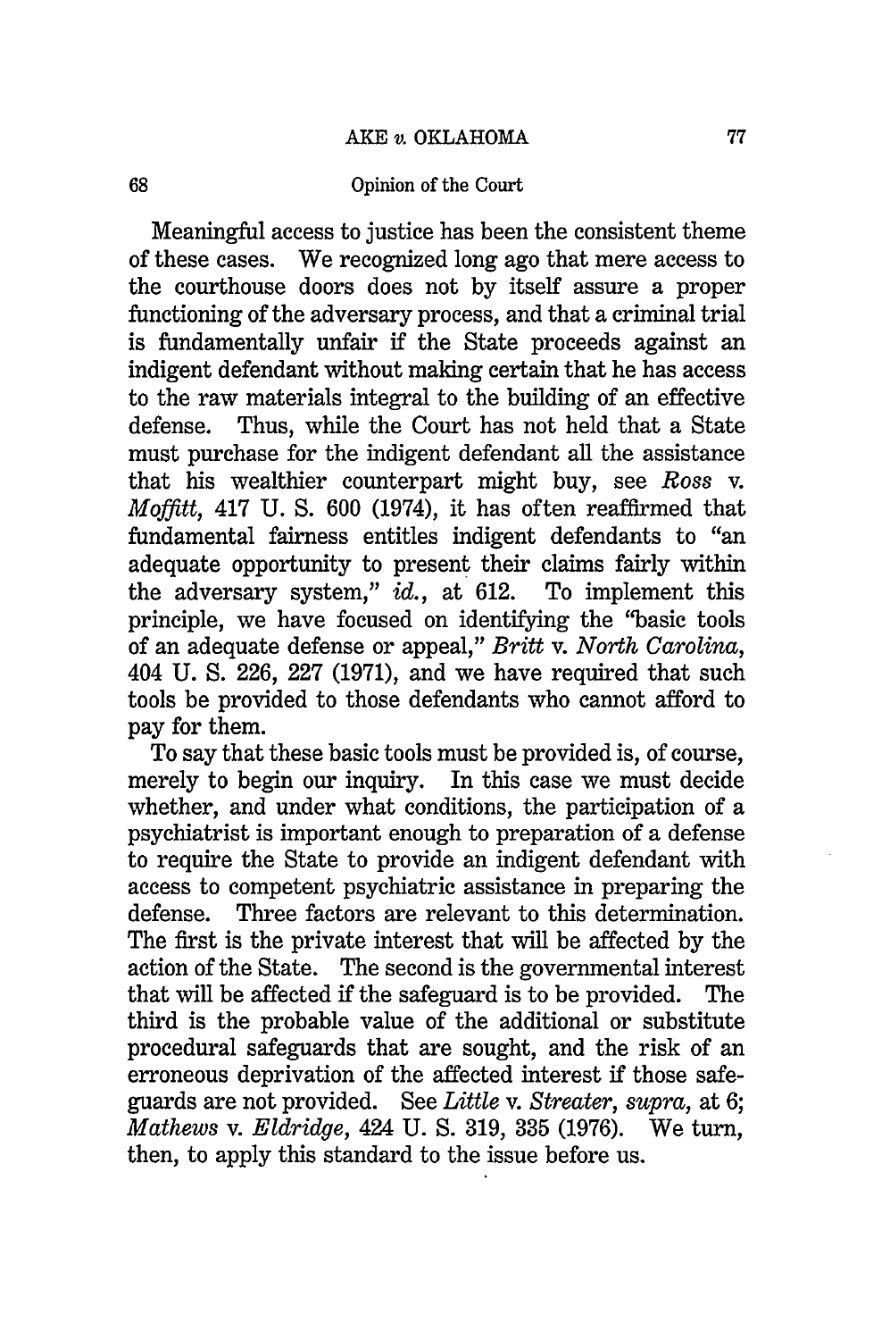Meaningful access to justice has been the consistent theme of these cases. We recognized long ago that mere access to the courthouse doors does not by itself assure a proper functioning of the adversary process, and that a criminal trial is fundamentally unfair if the State proceeds against an indigent defendant without making certain that he has access to the raw materials integral to the building of an effective defense. Thus, while the Court has not held that a State must purchase for the indigent defendant all the assistance that his wealthier counterpart might buy, see *Ross* v. *Moffitt*, 417 U. S. 600 (1974), it has often reaffirmed that fundamental fairness entitles indigent defendants to "an adequate opportunity to present their claims fairly within the adversary system," *id.*, at 612. To implement this principle, we have focused on identifying the "basic tools of an adequate defense or appeal," *Britt* v. *North Carolina*, 404 U. S. 226, 227 (1971), and we have required that such tools be provided to those defendants who cannot afford to pay for them.

To say that these basic tools must be provided is, of course, merely to begin our inquiry. In this case we must decide whether, and under what conditions, the participation of a psychiatrist is important enough to preparation of a defense to require the State to provide an indigent defendant with access to competent psychiatric assistance in preparing the defense. Three factors are relevant to this determination. The first is the private interest that will be affected by the action of the State. The second is the governmental interest that will be affected if the safeguard is to be provided. The third is the probable value of the additional or substitute procedural safeguards that are sought, and the risk of an erroneous deprivation of the affected interest if those safeguards are not provided. See *Little* v. *Streater*, *supra*, at 6; *Mathews* v. *Eldridge*, 424 U. S. 319, 335 (1976). We turn, then, to apply this standard to the issue before us.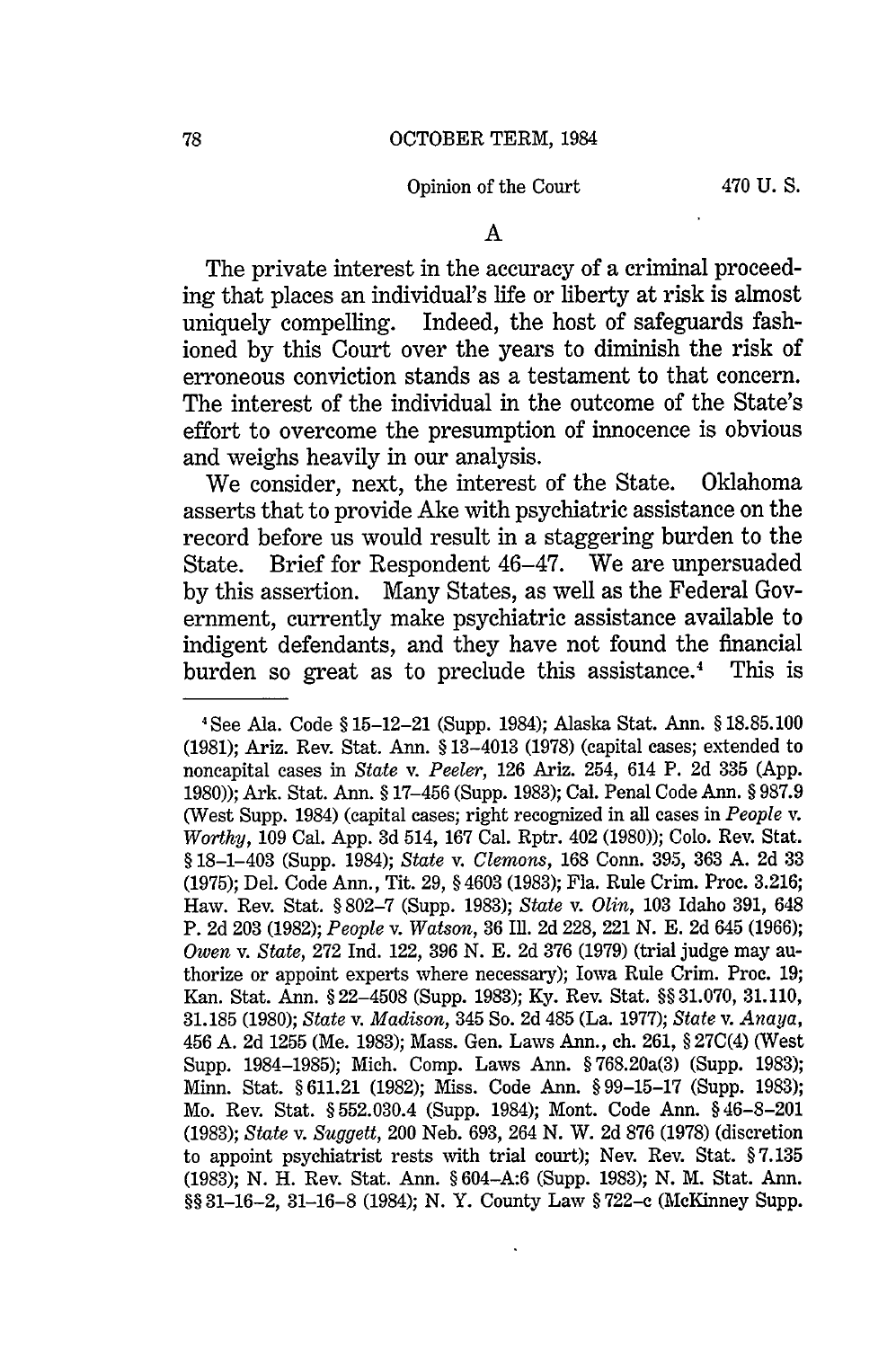### A

The private interest in the accuracy of a criminal proceeding that places an individual's life or liberty at risk is almost uniquely compelling. Indeed, the host of safeguards fashioned by this Court over the years to diminish the risk of erroneous conviction stands as a testament to that concern. The interest of the individual in the outcome of the State's effort to overcome the presumption of innocence is obvious and weighs heavily in our analysis.

We consider, next, the interest of the State. Oklahoma asserts that to provide Ake with psychiatric assistance on the record before us would result in a staggering burden to the State. Brief for Respondent 46–47. We are unpersuaded by this assertion. Many States, as well as the Federal Government, currently make psychiatric assistance available to indigent defendants, and they have not found the financial burden so great as to preclude this assistance.[4] This is

---

[4] See Ala. Code § 15-12-21 (Supp. 1984); Alaska Stat. Ann. § 18.85.100 (1981); Ariz. Rev. Stat. Ann. § 13-4013 (1978) (capital cases; extended to noncapital cases in *State* v. *Peeler*, 126 Ariz. 254, 614 P. 2d 335 (App. 1980)); Ark. Stat. Ann. § 17-456 (Supp. 1983); Cal. Penal Code Ann. § 987.9 (West Supp. 1984) (capital cases; right recognized in all cases in *People* v. *Worthy*, 109 Cal. App. 3d 514, 167 Cal. Rptr. 402 (1980)); Colo. Rev. Stat. § 18-1-403 (Supp. 1984); *State* v. *Clemons*, 168 Conn. 395, 363 A. 2d 33 (1975); Del. Code Ann., Tit. 29, § 4603 (1983); Fla. Rule Crim. Proc. 3.216; Haw. Rev. Stat. § 802-7 (Supp. 1983); *State* v. *Olin*, 103 Idaho 391, 648 P. 2d 203 (1982); *People* v. *Watson*, 36 Ill. 2d 228, 221 N. E. 2d 645 (1966); *Owen* v. *State*, 272 Ind. 122, 396 N. E. 2d 376 (1979) (trial judge may authorize or appoint experts where necessary); Iowa Rule Crim. Proc. 19; Kan. Stat. Ann. § 22-4508 (Supp. 1983); Ky. Rev. Stat. §§ 31.070, 31.110, 31.185 (1980); *State* v. *Madison*, 345 So. 2d 485 (La. 1977); *State* v. *Anaya*, 456 A. 2d 1255 (Me. 1983); Mass. Gen. Laws Ann., ch. 261, § 27C(4) (West Supp. 1984–1985); Mich. Comp. Laws Ann. § 768.20a(3) (Supp. 1983); Minn. Stat. § 611.21 (1982); Miss. Code Ann. § 99-15-17 (Supp. 1983); Mo. Rev. Stat. § 552.030.4 (Supp. 1984); Mont. Code Ann. § 46-8-201 (1983); *State* v. *Suggett*, 200 Neb. 693, 264 N. W. 2d 876 (1978) (discretion to appoint psychiatrist rests with trial court); Nev. Rev. Stat. § 7.135 (1983); N. H. Rev. Stat. Ann. § 604-A:6 (Supp. 1983); N. M. Stat. Ann. §§ 31-16-2, 31-16-8 (1984); N. Y. County Law § 722-c (McKinney Supp.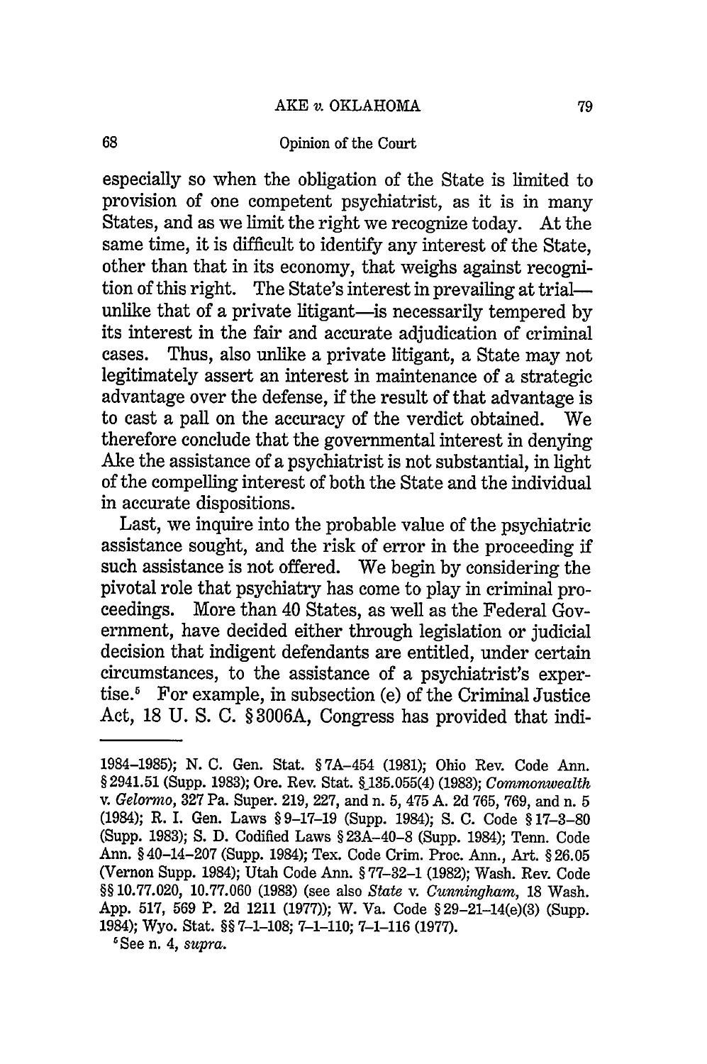especially so when the obligation of the State is limited to provision of one competent psychiatrist, as it is in many States, and as we limit the right we recognize today. At the same time, it is difficult to identify any interest of the State, other than that in its economy, that weighs against recognition of this right. The State's interest in prevailing at trial—unlike that of a private litigant—is necessarily tempered by its interest in the fair and accurate adjudication of criminal cases. Thus, also unlike a private litigant, a State may not legitimately assert an interest in maintenance of a strategic advantage over the defense, if the result of that advantage is to cast a pall on the accuracy of the verdict obtained. We therefore conclude that the governmental interest in denying Ake the assistance of a psychiatrist is not substantial, in light of the compelling interest of both the State and the individual in accurate dispositions.

Last, we inquire into the probable value of the psychiatric assistance sought, and the risk of error in the proceeding if such assistance is not offered. We begin by considering the pivotal role that psychiatry has come to play in criminal proceedings. More than 40 States, as well as the Federal Government, have decided either through legislation or judicial decision that indigent defendants are entitled, under certain circumstances, to the assistance of a psychiatrist's expertise.[5] For example, in subsection (e) of the Criminal Justice Act, 18 U. S. C. § 3006A, Congress has provided that indi-

---

1984–1985); N. C. Gen. Stat. § 7A–454 (1981); Ohio Rev. Code Ann. § 2941.51 (Supp. 1983); Ore. Rev. Stat. § 135.055(4) (1983); *Commonwealth* v. *Gelormo*, 327 Pa. Super. 219, 227, and n. 5, 475 A. 2d 765, 769, and n. 5 (1984); R. I. Gen. Laws § 9–17–19 (Supp. 1984); S. C. Code § 17–3–80 (Supp. 1983); S. D. Codified Laws § 23A–40–8 (Supp. 1984); Tenn. Code Ann. § 40–14–207 (Supp. 1984); Tex. Code Crim. Proc. Ann., Art. § 26.05 (Vernon Supp. 1984); Utah Code Ann. § 77–32–1 (1982); Wash. Rev. Code §§ 10.77.020, 10.77.060 (1983) (see also *State* v. *Cunningham*, 18 Wash. App. 517, 569 P. 2d 1211 (1977)); W. Va. Code § 29–21–14(e)(3) (Supp. 1984); Wyo. Stat. §§ 7–1–108; 7–1–110; 7–1–116 (1977).

[5] See n. 4, *supra*.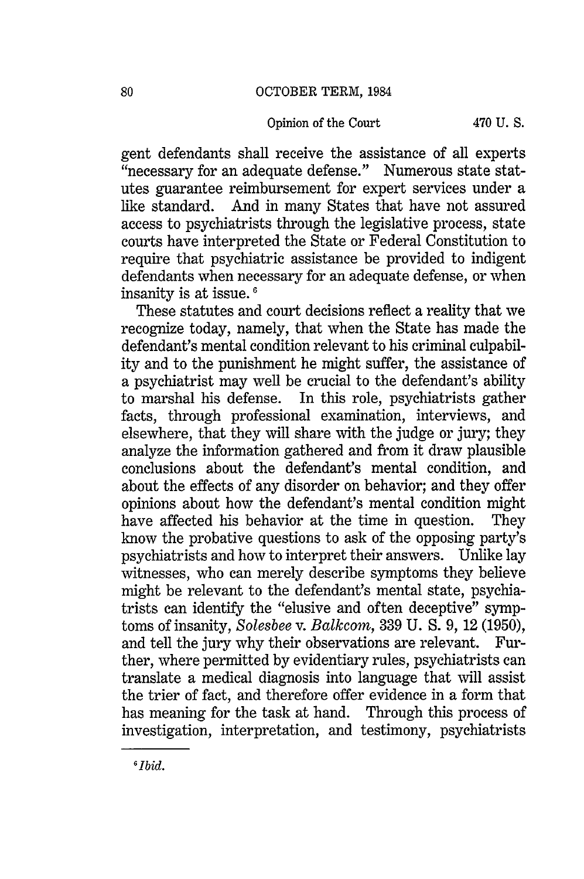gent defendants shall receive the assistance of all experts "necessary for an adequate defense." Numerous state statutes guarantee reimbursement for expert services under a like standard. And in many States that have not assured access to psychiatrists through the legislative process, state courts have interpreted the State or Federal Constitution to require that psychiatric assistance be provided to indigent defendants when necessary for an adequate defense, or when insanity is at issue.[6]

These statutes and court decisions reflect a reality that we recognize today, namely, that when the State has made the defendant's mental condition relevant to his criminal culpability and to the punishment he might suffer, the assistance of a psychiatrist may well be crucial to the defendant's ability to marshal his defense. In this role, psychiatrists gather facts, through professional examination, interviews, and elsewhere, that they will share with the judge or jury; they analyze the information gathered and from it draw plausible conclusions about the defendant's mental condition, and about the effects of any disorder on behavior; and they offer opinions about how the defendant's mental condition might have affected his behavior at the time in question. They know the probative questions to ask of the opposing party's psychiatrists and how to interpret their answers. Unlike lay witnesses, who can merely describe symptoms they believe might be relevant to the defendant's mental state, psychiatrists can identify the "elusive and often deceptive" symptoms of insanity, *Solesbee* v. *Balkcom*, 339 U. S. 9, 12 (1950), and tell the jury why their observations are relevant. Further, where permitted by evidentiary rules, psychiatrists can translate a medical diagnosis into language that will assist the trier of fact, and therefore offer evidence in a form that has meaning for the task at hand. Through this process of investigation, interpretation, and testimony, psychiatrists

---

[6] *Ibid.*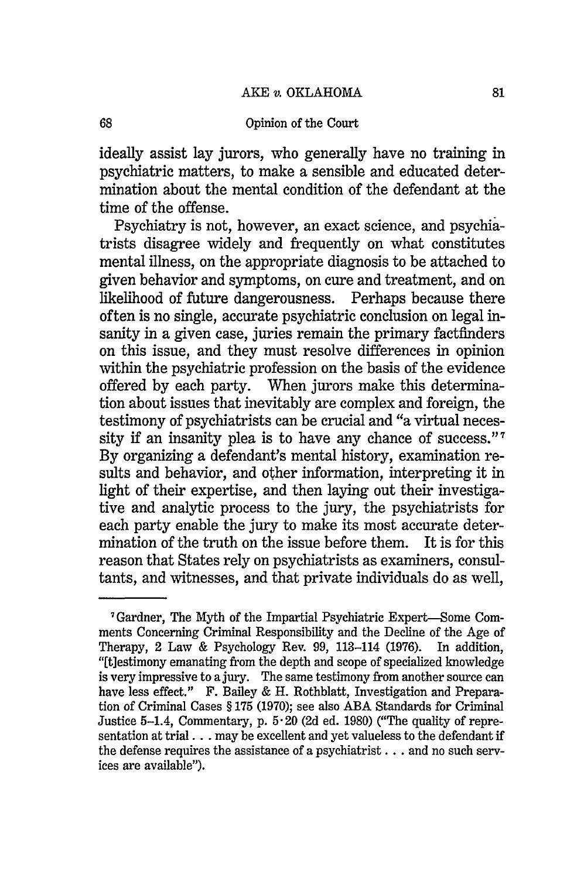ideally assist lay jurors, who generally have no training in psychiatric matters, to make a sensible and educated determination about the mental condition of the defendant at the time of the offense.

Psychiatry is not, however, an exact science, and psychiatrists disagree widely and frequently on what constitutes mental illness, on the appropriate diagnosis to be attached to given behavior and symptoms, on cure and treatment, and on likelihood of future dangerousness. Perhaps because there often is no single, accurate psychiatric conclusion on legal insanity in a given case, juries remain the primary factfinders on this issue, and they must resolve differences in opinion within the psychiatric profession on the basis of the evidence offered by each party. When jurors make this determination about issues that inevitably are complex and foreign, the testimony of psychiatrists can be crucial and "a virtual necessity if an insanity plea is to have any chance of success."[7] By organizing a defendant's mental history, examination results and behavior, and other information, interpreting it in light of their expertise, and then laying out their investigative and analytic process to the jury, the psychiatrists for each party enable the jury to make its most accurate determination of the truth on the issue before them. It is for this reason that States rely on psychiatrists as examiners, consultants, and witnesses, and that private individuals do as well,

---

[7] Gardner, The Myth of the Impartial Psychiatric Expert—Some Comments Concerning Criminal Responsibility and the Decline of the Age of Therapy, 2 Law & Psychology Rev. 99, 113–114 (1976). In addition, "[t]estimony emanating from the depth and scope of specialized knowledge is very impressive to a jury. The same testimony from another source can have less effect." F. Bailey & H. Rothblatt, Investigation and Preparation of Criminal Cases § 175 (1970); see also ABA Standards for Criminal Justice 5–1.4, Commentary, p. 5·20 (2d ed. 1980) ("The quality of representation at trial . . . may be excellent and yet valueless to the defendant if the defense requires the assistance of a psychiatrist . . . and no such services are available").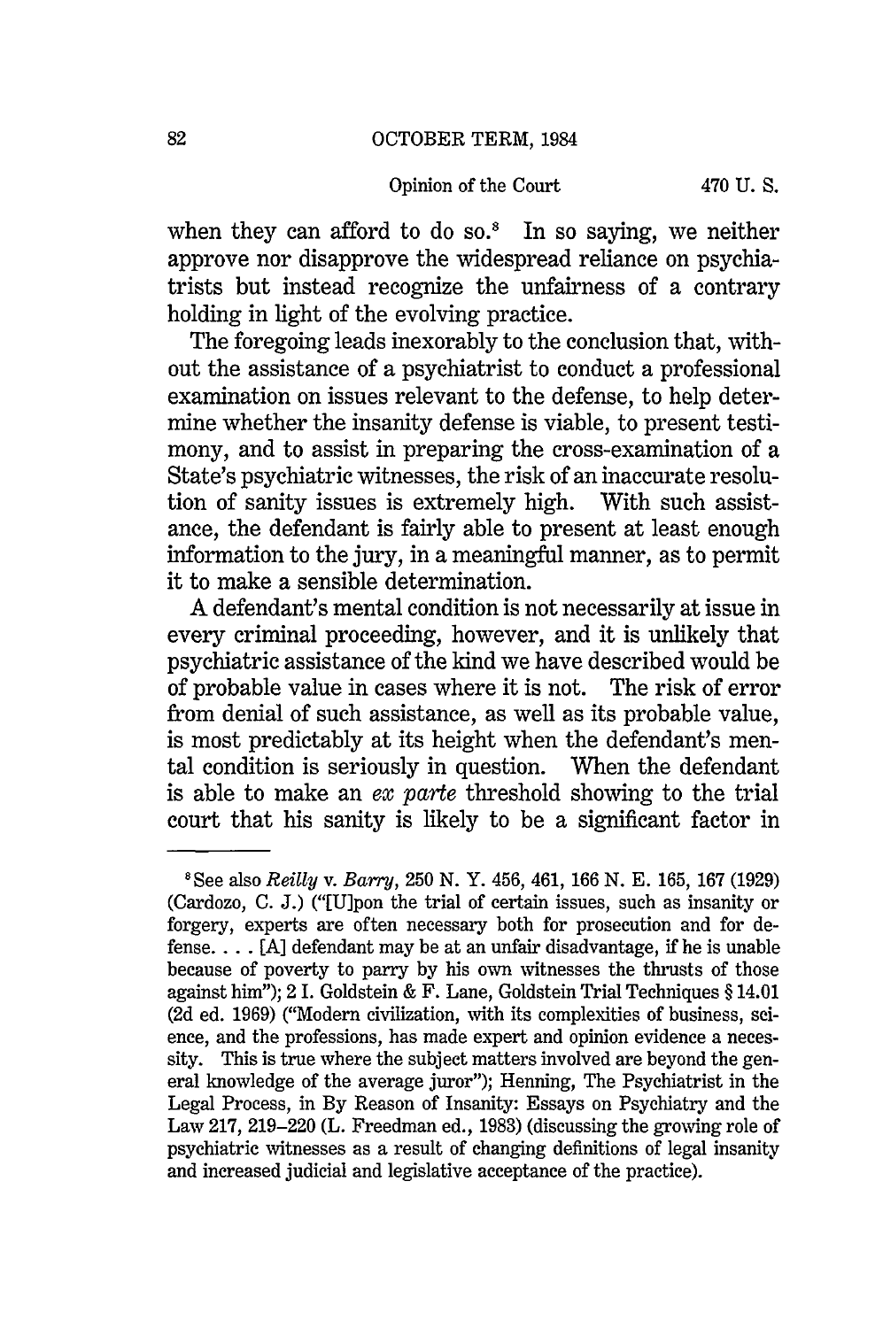when they can afford to do so.[8] In so saying, we neither approve nor disapprove the widespread reliance on psychiatrists but instead recognize the unfairness of a contrary holding in light of the evolving practice.

The foregoing leads inexorably to the conclusion that, without the assistance of a psychiatrist to conduct a professional examination on issues relevant to the defense, to help determine whether the insanity defense is viable, to present testimony, and to assist in preparing the cross-examination of a State's psychiatric witnesses, the risk of an inaccurate resolution of sanity issues is extremely high. With such assistance, the defendant is fairly able to present at least enough information to the jury, in a meaningful manner, as to permit it to make a sensible determination.

A defendant's mental condition is not necessarily at issue in every criminal proceeding, however, and it is unlikely that psychiatric assistance of the kind we have described would be of probable value in cases where it is not. The risk of error from denial of such assistance, as well as its probable value, is most predictably at its height when the defendant's mental condition is seriously in question. When the defendant is able to make an *ex parte* threshold showing to the trial court that his sanity is likely to be a significant factor in

---

[8] See also *Reilly* v. *Barry*, 250 N. Y. 456, 461, 166 N. E. 165, 167 (1929) (Cardozo, C. J.) ("[U]pon the trial of certain issues, such as insanity or forgery, experts are often necessary both for prosecution and for defense. . . . [A] defendant may be at an unfair disadvantage, if he is unable because of poverty to parry by his own witnesses the thrusts of those against him"); 2 I. Goldstein & F. Lane, Goldstein Trial Techniques § 14.01 (2d ed. 1969) ("Modern civilization, with its complexities of business, science, and the professions, has made expert and opinion evidence a necessity. This is true where the subject matters involved are beyond the general knowledge of the average juror"); Henning, The Psychiatrist in the Legal Process, in By Reason of Insanity: Essays on Psychiatry and the Law 217, 219–220 (L. Freedman ed., 1983) (discussing the growing role of psychiatric witnesses as a result of changing definitions of legal insanity and increased judicial and legislative acceptance of the practice).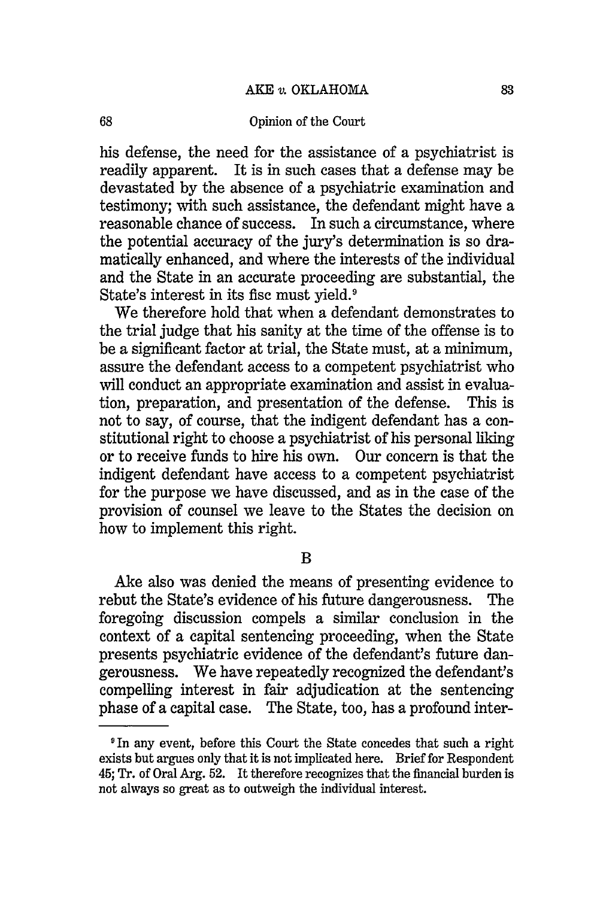his defense, the need for the assistance of a psychiatrist is readily apparent. It is in such cases that a defense may be devastated by the absence of a psychiatric examination and testimony; with such assistance, the defendant might have a reasonable chance of success. In such a circumstance, where the potential accuracy of the jury's determination is so dramatically enhanced, and where the interests of the individual and the State in an accurate proceeding are substantial, the State's interest in its fisc must yield.[9]

We therefore hold that when a defendant demonstrates to the trial judge that his sanity at the time of the offense is to be a significant factor at trial, the State must, at a minimum, assure the defendant access to a competent psychiatrist who will conduct an appropriate examination and assist in evaluation, preparation, and presentation of the defense. This is not to say, of course, that the indigent defendant has a constitutional right to choose a psychiatrist of his personal liking or to receive funds to hire his own. Our concern is that the indigent defendant have access to a competent psychiatrist for the purpose we have discussed, and as in the case of the provision of counsel we leave to the States the decision on how to implement this right.

## B

Ake also was denied the means of presenting evidence to rebut the State's evidence of his future dangerousness. The foregoing discussion compels a similar conclusion in the context of a capital sentencing proceeding, when the State presents psychiatric evidence of the defendant's future dangerousness. We have repeatedly recognized the defendant's compelling interest in fair adjudication at the sentencing phase of a capital case. The State, too, has a profound inter-

---

[9] In any event, before this Court the State concedes that such a right exists but argues only that it is not implicated here. Brief for Respondent 45; Tr. of Oral Arg. 52. It therefore recognizes that the financial burden is not always so great as to outweigh the individual interest.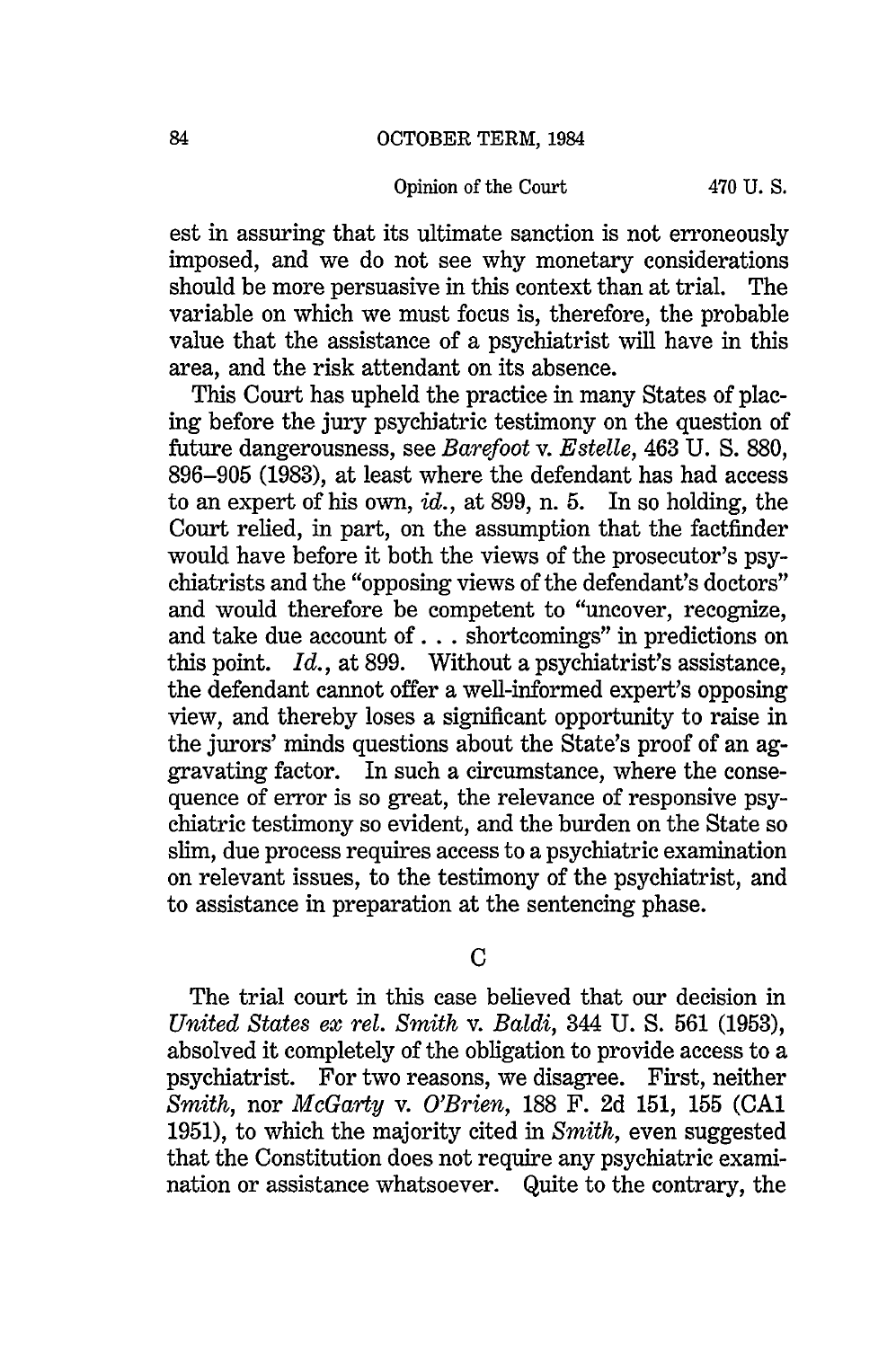est in assuring that its ultimate sanction is not erroneously imposed, and we do not see why monetary considerations should be more persuasive in this context than at trial. The variable on which we must focus is, therefore, the probable value that the assistance of a psychiatrist will have in this area, and the risk attendant on its absence.

This Court has upheld the practice in many States of placing before the jury psychiatric testimony on the question of future dangerousness, see *Barefoot* v. *Estelle*, 463 U. S. 880, 896–905 (1983), at least where the defendant has had access to an expert of his own, *id.*, at 899, n. 5. In so holding, the Court relied, in part, on the assumption that the factfinder would have before it both the views of the prosecutor's psychiatrists and the "opposing views of the defendant's doctors" and would therefore be competent to "uncover, recognize, and take due account of . . . shortcomings" in predictions on this point. *Id.*, at 899. Without a psychiatrist's assistance, the defendant cannot offer a well-informed expert's opposing view, and thereby loses a significant opportunity to raise in the jurors' minds questions about the State's proof of an aggravating factor. In such a circumstance, where the consequence of error is so great, the relevance of responsive psychiatric testimony so evident, and the burden on the State so slim, due process requires access to a psychiatric examination on relevant issues, to the testimony of the psychiatrist, and to assistance in preparation at the sentencing phase.

## C

The trial court in this case believed that our decision in *United States ex rel. Smith* v. *Baldi*, 344 U. S. 561 (1953), absolved it completely of the obligation to provide access to a psychiatrist. For two reasons, we disagree. First, neither *Smith*, nor *McGarty* v. *O'Brien*, 188 F. 2d 151, 155 (CA1 1951), to which the majority cited in *Smith*, even suggested that the Constitution does not require any psychiatric examination or assistance whatsoever. Quite to the contrary, the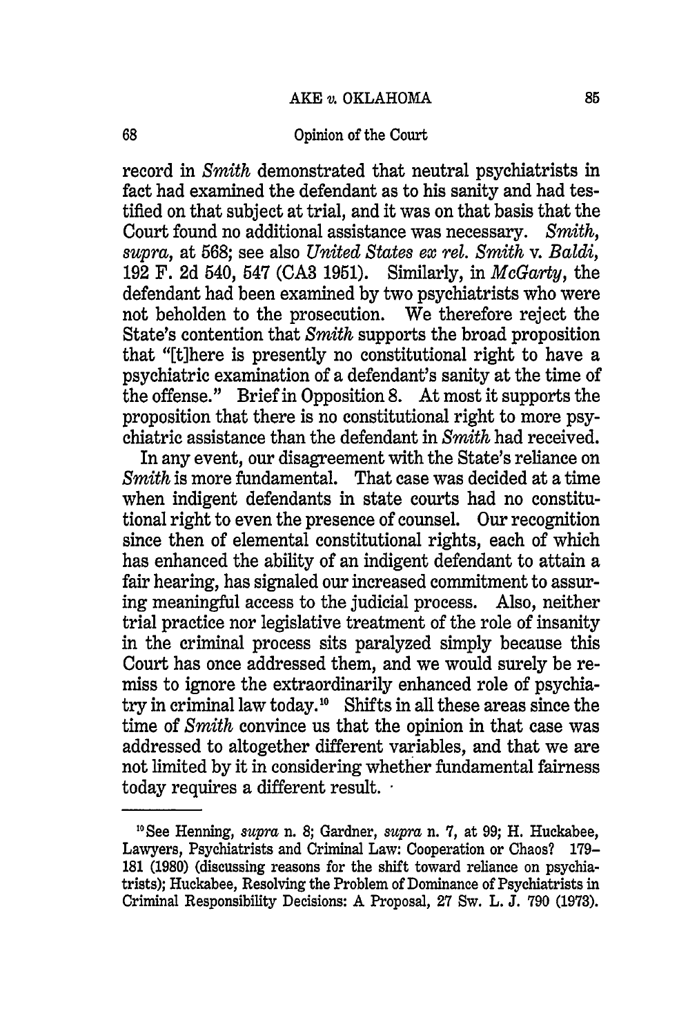record in *Smith* demonstrated that neutral psychiatrists in fact had examined the defendant as to his sanity and had testified on that subject at trial, and it was on that basis that the Court found no additional assistance was necessary. *Smith*, *supra*, at 568; see also *United States ex rel. Smith* v. *Baldi*, 192 F. 2d 540, 547 (CA3 1951). Similarly, in *McGarty*, the defendant had been examined by two psychiatrists who were not beholden to the prosecution. We therefore reject the State's contention that *Smith* supports the broad proposition that "[t]here is presently no constitutional right to have a psychiatric examination of a defendant's sanity at the time of the offense." Brief in Opposition 8. At most it supports the proposition that there is no constitutional right to more psychiatric assistance than the defendant in *Smith* had received.

In any event, our disagreement with the State's reliance on *Smith* is more fundamental. That case was decided at a time when indigent defendants in state courts had no constitutional right to even the presence of counsel. Our recognition since then of elemental constitutional rights, each of which has enhanced the ability of an indigent defendant to attain a fair hearing, has signaled our increased commitment to assuring meaningful access to the judicial process. Also, neither trial practice nor legislative treatment of the role of insanity in the criminal process sits paralyzed simply because this Court has once addressed them, and we would surely be remiss to ignore the extraordinarily enhanced role of psychiatry in criminal law today.[10] Shifts in all these areas since the time of *Smith* convince us that the opinion in that case was addressed to altogether different variables, and that we are not limited by it in considering whether fundamental fairness today requires a different result.

---

[10] See Henning, *supra* n. 8; Gardner, *supra* n. 7, at 99; H. Huckabee, Lawyers, Psychiatrists and Criminal Law: Cooperation or Chaos? 179–181 (1980) (discussing reasons for the shift toward reliance on psychiatrists); Huckabee, Resolving the Problem of Dominance of Psychiatrists in Criminal Responsibility Decisions: A Proposal, 27 Sw. L. J. 790 (1973).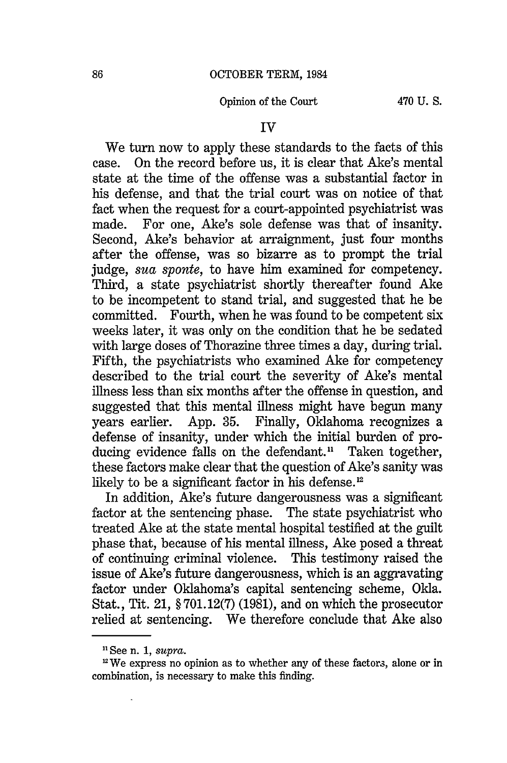## IV

We turn now to apply these standards to the facts of this case. On the record before us, it is clear that Ake's mental state at the time of the offense was a substantial factor in his defense, and that the trial court was on notice of that fact when the request for a court-appointed psychiatrist was made. For one, Ake's sole defense was that of insanity. Second, Ake's behavior at arraignment, just four months after the offense, was so bizarre as to prompt the trial judge, *sua sponte*, to have him examined for competency. Third, a state psychiatrist shortly thereafter found Ake to be incompetent to stand trial, and suggested that he be committed. Fourth, when he was found to be competent six weeks later, it was only on the condition that he be sedated with large doses of Thorazine three times a day, during trial. Fifth, the psychiatrists who examined Ake for competency described to the trial court the severity of Ake's mental illness less than six months after the offense in question, and suggested that this mental illness might have begun many years earlier. App. 35. Finally, Oklahoma recognizes a defense of insanity, under which the initial burden of producing evidence falls on the defendant.[11] Taken together, these factors make clear that the question of Ake's sanity was likely to be a significant factor in his defense.[12]

In addition, Ake's future dangerousness was a significant factor at the sentencing phase. The state psychiatrist who treated Ake at the state mental hospital testified at the guilt phase that, because of his mental illness, Ake posed a threat of continuing criminal violence. This testimony raised the issue of Ake's future dangerousness, which is an aggravating factor under Oklahoma's capital sentencing scheme, Okla. Stat., Tit. 21, § 701.12(7) (1981), and on which the prosecutor relied at sentencing. We therefore conclude that Ake also

---

[11] See n. 1, *supra*.

[12] We express no opinion as to whether any of these factors, alone or in combination, is necessary to make this finding.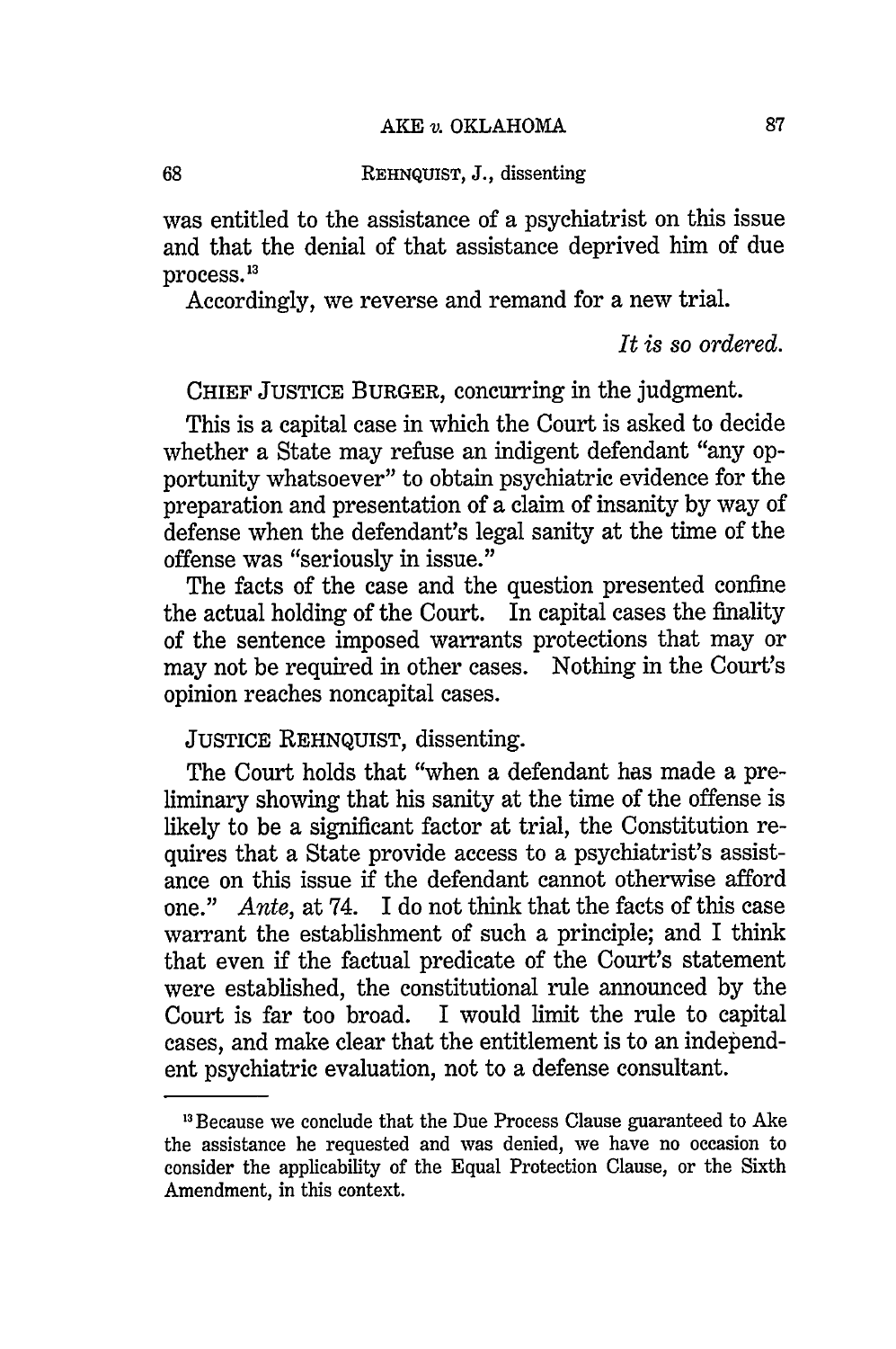was entitled to the assistance of a psychiatrist on this issue and that the denial of that assistance deprived him of due process.[13]

Accordingly, we reverse and remand for a new trial.

*It is so ordered.*

CHIEF JUSTICE BURGER, concurring in the judgment.

This is a capital case in which the Court is asked to decide whether a State may refuse an indigent defendant "any opportunity whatsoever" to obtain psychiatric evidence for the preparation and presentation of a claim of insanity by way of defense when the defendant's legal sanity at the time of the offense was "seriously in issue."

The facts of the case and the question presented confine the actual holding of the Court. In capital cases the finality of the sentence imposed warrants protections that may or may not be required in other cases. Nothing in the Court's opinion reaches noncapital cases.

JUSTICE REHNQUIST, dissenting.

The Court holds that "when a defendant has made a preliminary showing that his sanity at the time of the offense is likely to be a significant factor at trial, the Constitution requires that a State provide access to a psychiatrist's assistance on this issue if the defendant cannot otherwise afford one." *Ante*, at 74. I do not think that the facts of this case warrant the establishment of such a principle; and I think that even if the factual predicate of the Court's statement were established, the constitutional rule announced by the Court is far too broad. I would limit the rule to capital cases, and make clear that the entitlement is to an independent psychiatric evaluation, not to a defense consultant.

---

[13] Because we conclude that the Due Process Clause guaranteed to Ake the assistance he requested and was denied, we have no occasion to consider the applicability of the Equal Protection Clause, or the Sixth Amendment, in this context.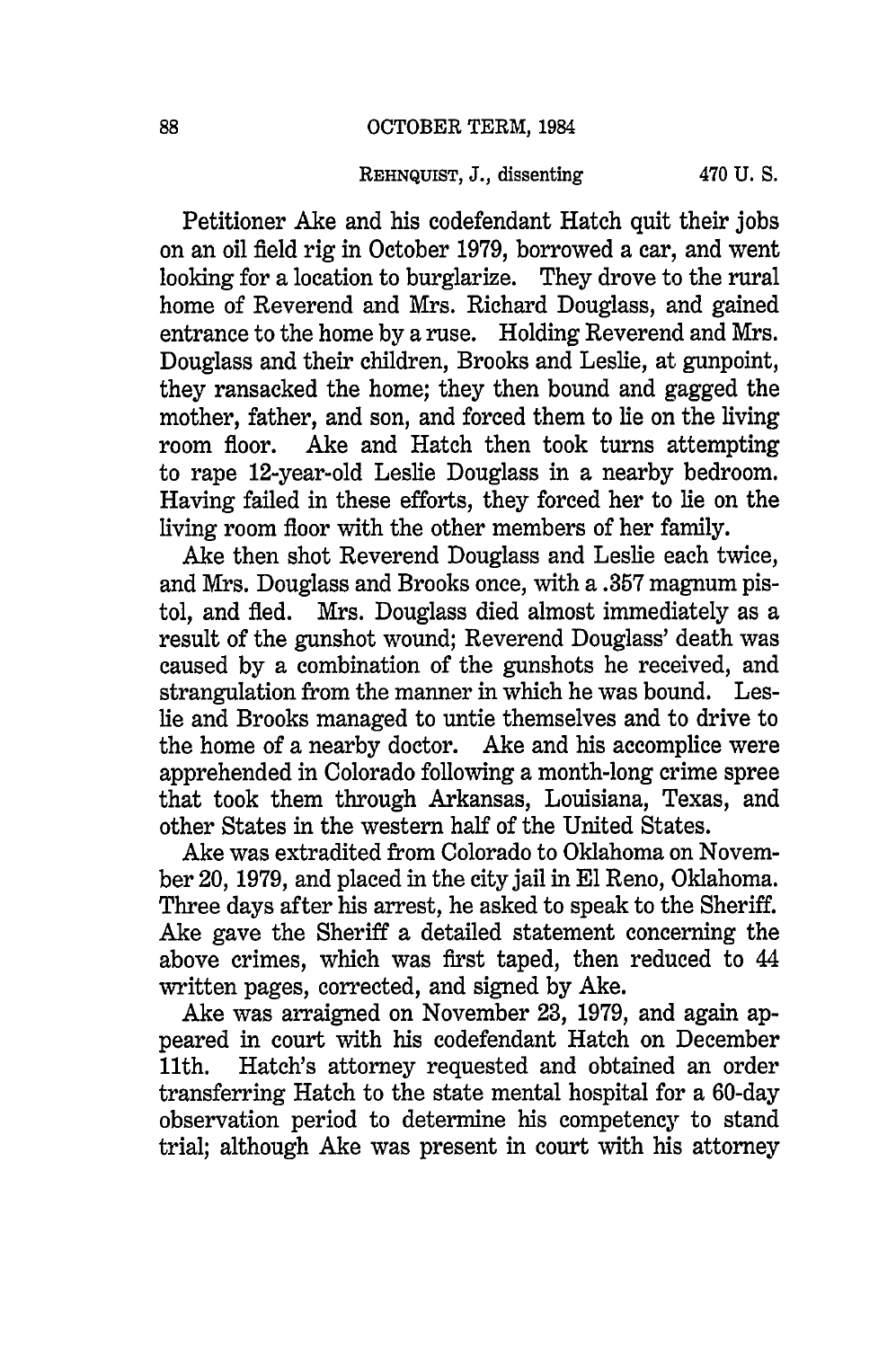Petitioner Ake and his codefendant Hatch quit their jobs on an oil field rig in October 1979, borrowed a car, and went looking for a location to burglarize. They drove to the rural home of Reverend and Mrs. Richard Douglass, and gained entrance to the home by a ruse. Holding Reverend and Mrs. Douglass and their children, Brooks and Leslie, at gunpoint, they ransacked the home; they then bound and gagged the mother, father, and son, and forced them to lie on the living room floor. Ake and Hatch then took turns attempting to rape 12-year-old Leslie Douglass in a nearby bedroom. Having failed in these efforts, they forced her to lie on the living room floor with the other members of her family.

Ake then shot Reverend Douglass and Leslie each twice, and Mrs. Douglass and Brooks once, with a .357 magnum pistol, and fled. Mrs. Douglass died almost immediately as a result of the gunshot wound; Reverend Douglass' death was caused by a combination of the gunshots he received, and strangulation from the manner in which he was bound. Leslie and Brooks managed to untie themselves and to drive to the home of a nearby doctor. Ake and his accomplice were apprehended in Colorado following a month-long crime spree that took them through Arkansas, Louisiana, Texas, and other States in the western half of the United States.

Ake was extradited from Colorado to Oklahoma on November 20, 1979, and placed in the city jail in El Reno, Oklahoma. Three days after his arrest, he asked to speak to the Sheriff. Ake gave the Sheriff a detailed statement concerning the above crimes, which was first taped, then reduced to 44 written pages, corrected, and signed by Ake.

Ake was arraigned on November 23, 1979, and again appeared in court with his codefendant Hatch on December 11th. Hatch's attorney requested and obtained an order transferring Hatch to the state mental hospital for a 60-day observation period to determine his competency to stand trial; although Ake was present in court with his attorney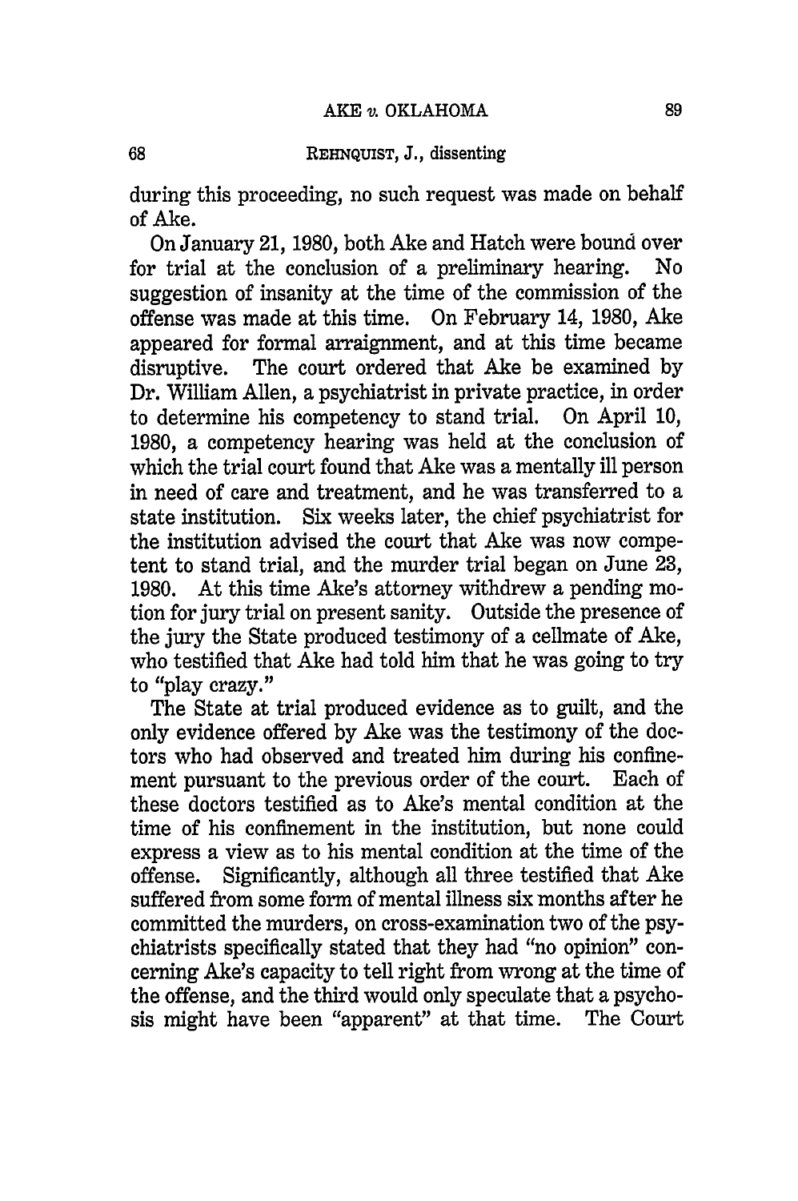during this proceeding, no such request was made on behalf of Ake.

On January 21, 1980, both Ake and Hatch were bound over for trial at the conclusion of a preliminary hearing. No suggestion of insanity at the time of the commission of the offense was made at this time. On February 14, 1980, Ake appeared for formal arraignment, and at this time became disruptive. The court ordered that Ake be examined by Dr. William Allen, a psychiatrist in private practice, in order to determine his competency to stand trial. On April 10, 1980, a competency hearing was held at the conclusion of which the trial court found that Ake was a mentally ill person in need of care and treatment, and he was transferred to a state institution. Six weeks later, the chief psychiatrist for the institution advised the court that Ake was now competent to stand trial, and the murder trial began on June 23, 1980. At this time Ake's attorney withdrew a pending motion for jury trial on present sanity. Outside the presence of the jury the State produced testimony of a cellmate of Ake, who testified that Ake had told him that he was going to try to "play crazy."

The State at trial produced evidence as to guilt, and the only evidence offered by Ake was the testimony of the doctors who had observed and treated him during his confinement pursuant to the previous order of the court. Each of these doctors testified as to Ake's mental condition at the time of his confinement in the institution, but none could express a view as to his mental condition at the time of the offense. Significantly, although all three testified that Ake suffered from some form of mental illness six months after he committed the murders, on cross-examination two of the psychiatrists specifically stated that they had "no opinion" concerning Ake's capacity to tell right from wrong at the time of the offense, and the third would only speculate that a psychosis might have been "apparent" at that time. The Court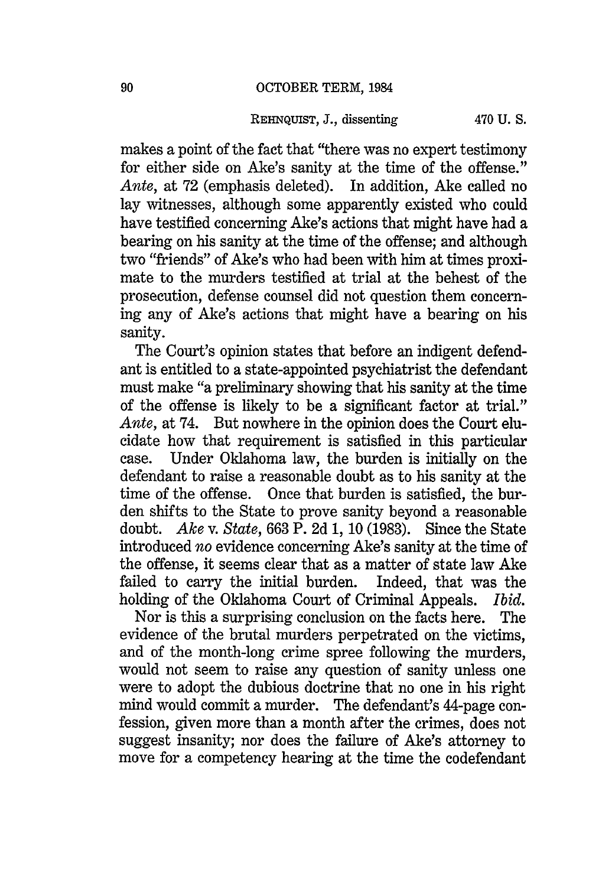makes a point of the fact that "there was no expert testimony for either side on Ake's sanity at the time of the offense." *Ante*, at 72 (emphasis deleted). In addition, Ake called no lay witnesses, although some apparently existed who could have testified concerning Ake's actions that might have had a bearing on his sanity at the time of the offense; and although two "friends" of Ake's who had been with him at times proximate to the murders testified at trial at the behest of the prosecution, defense counsel did not question them concerning any of Ake's actions that might have a bearing on his sanity.

The Court's opinion states that before an indigent defendant is entitled to a state-appointed psychiatrist the defendant must make "a preliminary showing that his sanity at the time of the offense is likely to be a significant factor at trial." *Ante*, at 74. But nowhere in the opinion does the Court elucidate how that requirement is satisfied in this particular case. Under Oklahoma law, the burden is initially on the defendant to raise a reasonable doubt as to his sanity at the time of the offense. Once that burden is satisfied, the burden shifts to the State to prove sanity beyond a reasonable doubt. *Ake* v. *State*, 663 P. 2d 1, 10 (1983). Since the State introduced *no* evidence concerning Ake's sanity at the time of the offense, it seems clear that as a matter of state law Ake failed to carry the initial burden. Indeed, that was the holding of the Oklahoma Court of Criminal Appeals. *Ibid.*

Nor is this a surprising conclusion on the facts here. The evidence of the brutal murders perpetrated on the victims, and of the month-long crime spree following the murders, would not seem to raise any question of sanity unless one were to adopt the dubious doctrine that no one in his right mind would commit a murder. The defendant's 44-page confession, given more than a month after the crimes, does not suggest insanity; nor does the failure of Ake's attorney to move for a competency hearing at the time the codefendant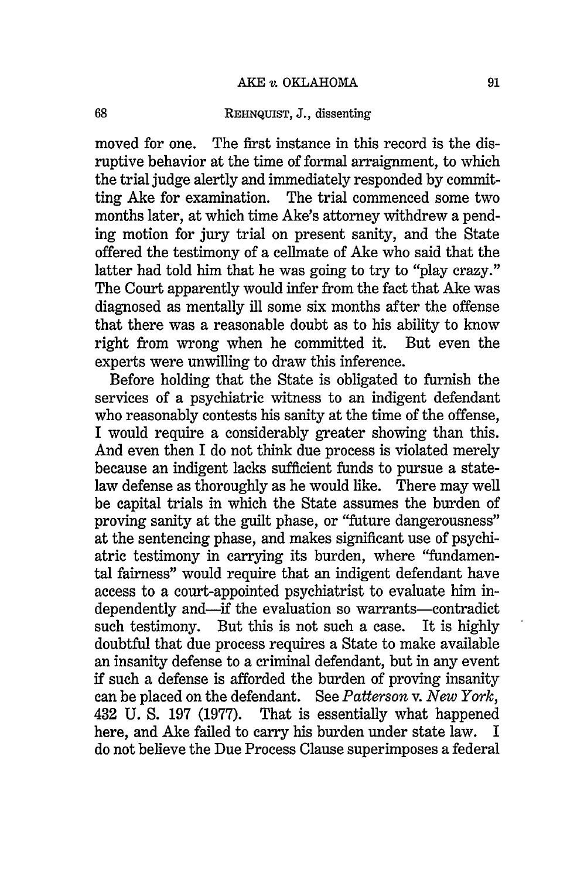moved for one. The first instance in this record is the disruptive behavior at the time of formal arraignment, to which the trial judge alertly and immediately responded by committing Ake for examination. The trial commenced some two months later, at which time Ake's attorney withdrew a pending motion for jury trial on present sanity, and the State offered the testimony of a cellmate of Ake who said that the latter had told him that he was going to try to "play crazy." The Court apparently would infer from the fact that Ake was diagnosed as mentally ill some six months after the offense that there was a reasonable doubt as to his ability to know right from wrong when he committed it. But even the experts were unwilling to draw this inference.

Before holding that the State is obligated to furnish the services of a psychiatric witness to an indigent defendant who reasonably contests his sanity at the time of the offense, I would require a considerably greater showing than this. And even then I do not think due process is violated merely because an indigent lacks sufficient funds to pursue a state-law defense as thoroughly as he would like. There may well be capital trials in which the State assumes the burden of proving sanity at the guilt phase, or "future dangerousness" at the sentencing phase, and makes significant use of psychiatric testimony in carrying its burden, where "fundamental fairness" would require that an indigent defendant have access to a court-appointed psychiatrist to evaluate him independently and—if the evaluation so warrants—contradict such testimony. But this is not such a case. It is highly doubtful that due process requires a State to make available an insanity defense to a criminal defendant, but in any event if such a defense is afforded the burden of proving insanity can be placed on the defendant. See *Patterson* v. *New York*, 432 U. S. 197 (1977). That is essentially what happened here, and Ake failed to carry his burden under state law. I do not believe the Due Process Clause superimposes a federal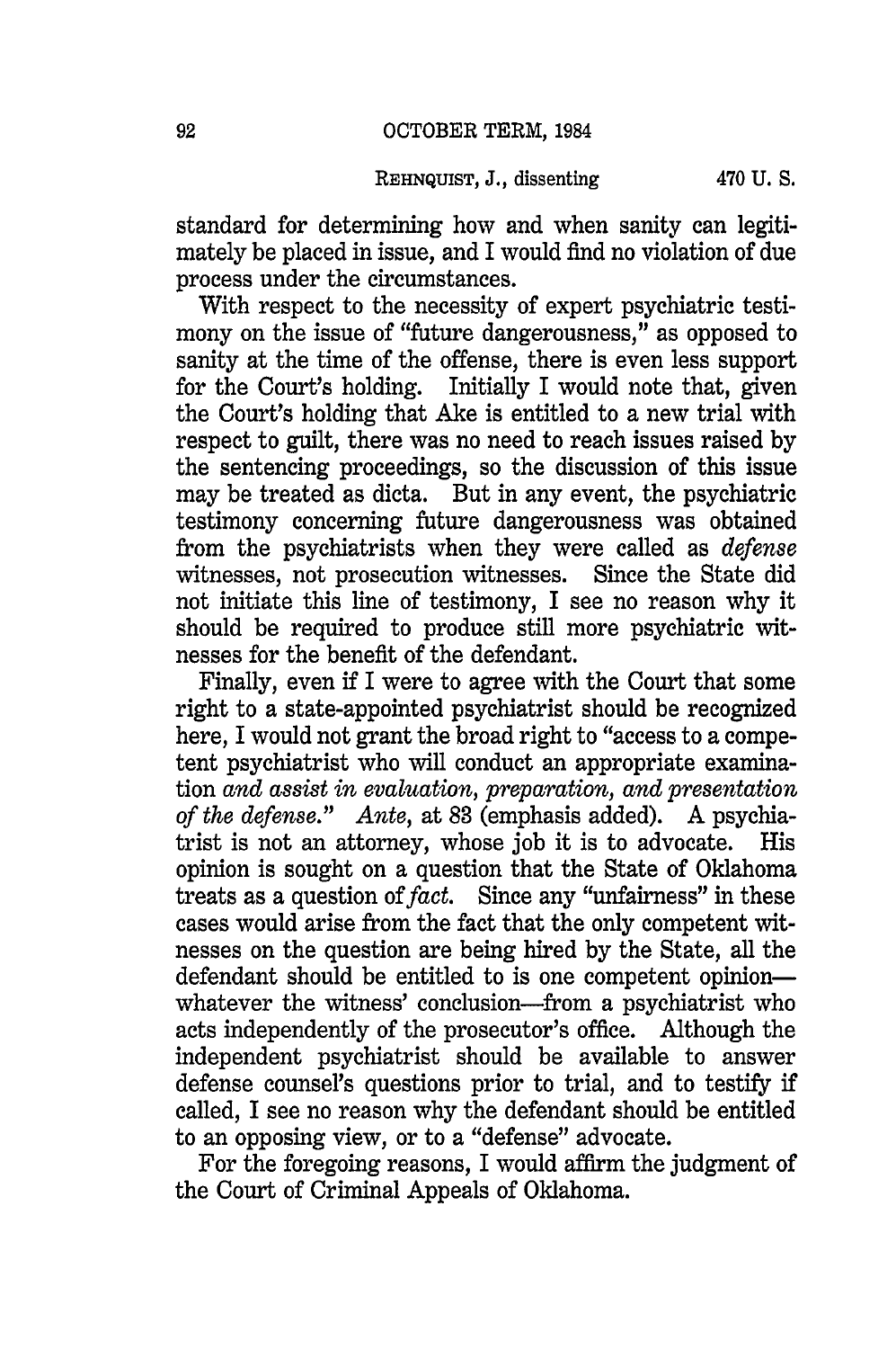standard for determining how and when sanity can legitimately be placed in issue, and I would find no violation of due process under the circumstances.

With respect to the necessity of expert psychiatric testimony on the issue of "future dangerousness," as opposed to sanity at the time of the offense, there is even less support for the Court's holding. Initially I would note that, given the Court's holding that Ake is entitled to a new trial with respect to guilt, there was no need to reach issues raised by the sentencing proceedings, so the discussion of this issue may be treated as dicta. But in any event, the psychiatric testimony concerning future dangerousness was obtained from the psychiatrists when they were called as *defense* witnesses, not prosecution witnesses. Since the State did not initiate this line of testimony, I see no reason why it should be required to produce still more psychiatric witnesses for the benefit of the defendant.

Finally, even if I were to agree with the Court that some right to a state-appointed psychiatrist should be recognized here, I would not grant the broad right to "access to a competent psychiatrist who will conduct an appropriate examination *and assist in evaluation, preparation, and presentation of the defense.*" *Ante*, at 83 (emphasis added). A psychiatrist is not an attorney, whose job it is to advocate. His opinion is sought on a question that the State of Oklahoma treats as a question of *fact*. Since any "unfairness" in these cases would arise from the fact that the only competent witnesses on the question are being hired by the State, all the defendant should be entitled to is one competent opinion—whatever the witness' conclusion—from a psychiatrist who acts independently of the prosecutor's office. Although the independent psychiatrist should be available to answer defense counsel's questions prior to trial, and to testify if called, I see no reason why the defendant should be entitled to an opposing view, or to a "defense" advocate.

For the foregoing reasons, I would affirm the judgment of the Court of Criminal Appeals of Oklahoma.